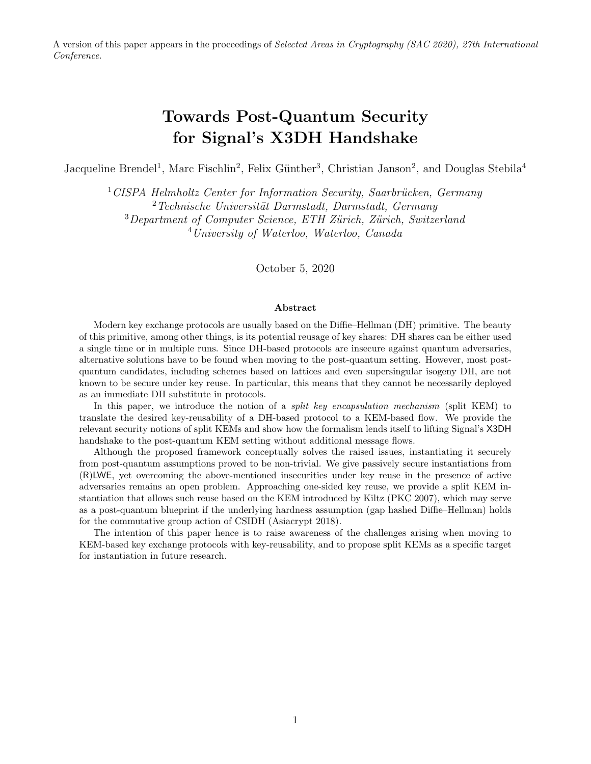A version of this paper appears in the proceedings of *Selected Areas in Cryptography (SAC 2020), 27th International Conference*.

# Towards Post-Quantum Security for Signal's X3DH Handshake

Jacqueline Brendel[1], Marc Fischlin[2], Felix Günther[3], Christian Janson[2], and Douglas Stebila[4]

[1] *CISPA Helmholtz Center for Information Security, Saarbrücken, Germany*
[2] *Technische Universität Darmstadt, Darmstadt, Germany*
[3] *Department of Computer Science, ETH Zürich, Zürich, Switzerland*
[4] *University of Waterloo, Waterloo, Canada*

October 5, 2020

## Abstract

Modern key exchange protocols are usually based on the Diffie–Hellman (DH) primitive. The beauty of this primitive, among other things, is its potential reusage of key shares: DH shares can be either used a single time or in multiple runs. Since DH-based protocols are insecure against quantum adversaries, alternative solutions have to be found when moving to the post-quantum setting. However, most post-quantum candidates, including schemes based on lattices and even supersingular isogeny DH, are not known to be secure under key reuse. In particular, this means that they cannot be necessarily deployed as an immediate DH substitute in protocols.

In this paper, we introduce the notion of a *split key encapsulation mechanism* (split KEM) to translate the desired key-reusability of a DH-based protocol to a KEM-based flow. We provide the relevant security notions of split KEMs and show how the formalism lends itself to lifting Signal's X3DH handshake to the post-quantum KEM setting without additional message flows.

Although the proposed framework conceptually solves the raised issues, instantiating it securely from post-quantum assumptions proved to be non-trivial. We give passively secure instantiations from (R)LWE, yet overcoming the above-mentioned insecurities under key reuse in the presence of active adversaries remains an open problem. Approaching one-sided key reuse, we provide a split KEM instantiation that allows such reuse based on the KEM introduced by Kiltz (PKC 2007), which may serve as a post-quantum blueprint if the underlying hardness assumption (gap hashed Diffie–Hellman) holds for the commutative group action of CSIDH (Asiacrypt 2018).

The intention of this paper hence is to raise awareness of the challenges arising when moving to KEM-based key exchange protocols with key-reusability, and to propose split KEMs as a specific target for instantiation in future research.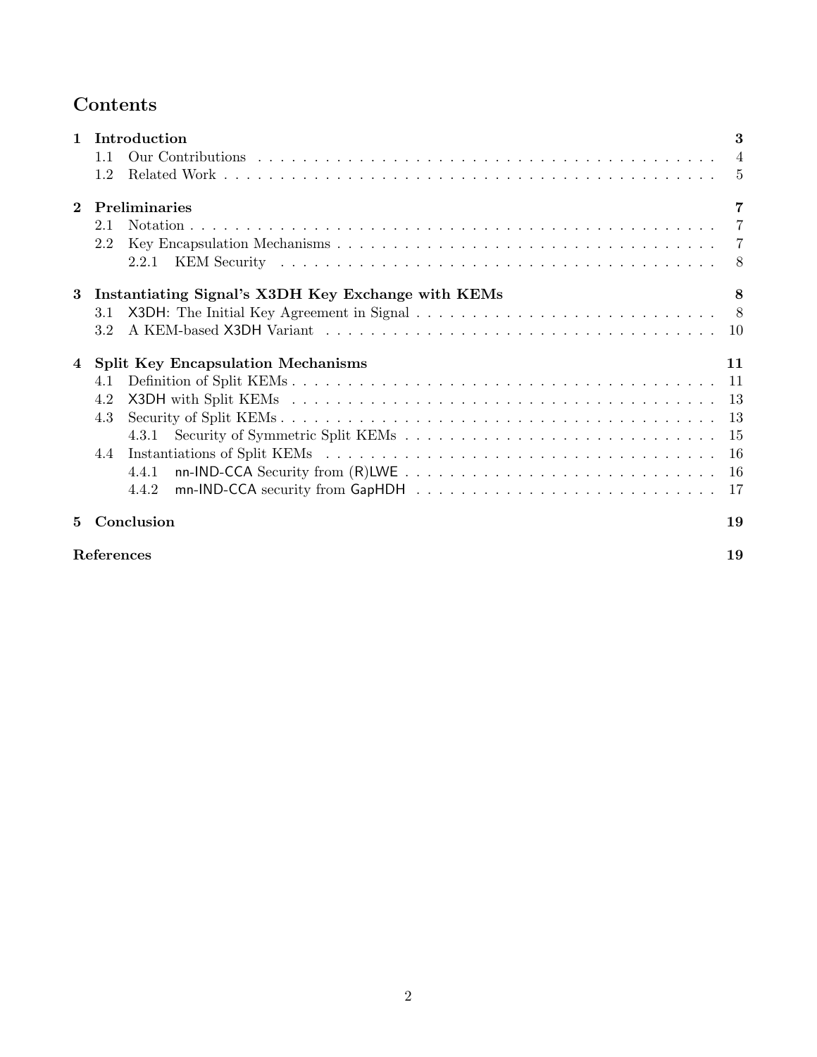# Contents

- **1 Introduction** — **3**
  - 1.1 Our Contributions — 4
  - 1.2 Related Work — 5
- **2 Preliminaries** — **7**
  - 2.1 Notation — 7
  - 2.2 Key Encapsulation Mechanisms — 7
    - 2.2.1 KEM Security — 8
- **3 Instantiating Signal's X3DH Key Exchange with KEMs** — **8**
  - 3.1 X3DH: The Initial Key Agreement in Signal — 8
  - 3.2 A KEM-based X3DH Variant — 10
- **4 Split Key Encapsulation Mechanisms** — **11**
  - 4.1 Definition of Split KEMs — 11
  - 4.2 X3DH with Split KEMs — 13
  - 4.3 Security of Split KEMs — 13
    - 4.3.1 Security of Symmetric Split KEMs — 15
  - 4.4 Instantiations of Split KEMs — 16
    - 4.4.1 nn-IND-CCA Security from (R)LWE — 16
    - 4.4.2 mn-IND-CCA security from GapHDH — 17
- **5 Conclusion** — **19**
- **References** — **19**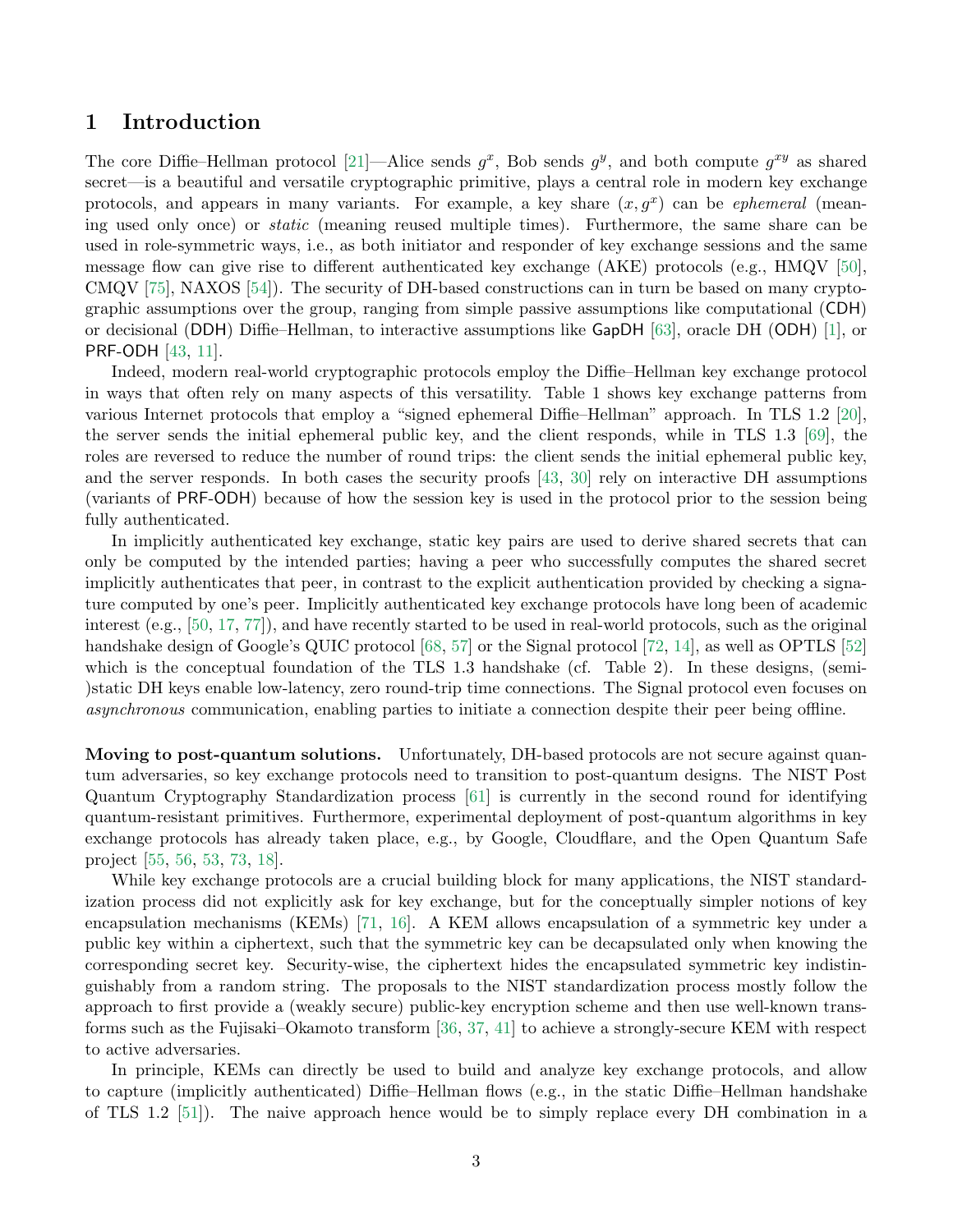# 1 Introduction

The core Diffie–Hellman protocol [21]—Alice sends $g^x$, Bob sends $g^y$, and both compute $g^{xy}$ as shared secret—is a beautiful and versatile cryptographic primitive, plays a central role in modern key exchange protocols, and appears in many variants. For example, a key share $(x, g^x)$ can be *ephemeral* (meaning used only once) or *static* (meaning reused multiple times). Furthermore, the same share can be used in role-symmetric ways, i.e., as both initiator and responder of key exchange sessions and the same message flow can give rise to different authenticated key exchange (AKE) protocols (e.g., HMQV [50], CMQV [75], NAXOS [54]). The security of DH-based constructions can in turn be based on many cryptographic assumptions over the group, ranging from simple passive assumptions like computational (CDH) or decisional (DDH) Diffie–Hellman, to interactive assumptions like GapDH [63], oracle DH (ODH) [1], or PRF-ODH [43, 11].

Indeed, modern real-world cryptographic protocols employ the Diffie–Hellman key exchange protocol in ways that often rely on many aspects of this versatility. Table 1 shows key exchange patterns from various Internet protocols that employ a "signed ephemeral Diffie–Hellman" approach. In TLS 1.2 [20], the server sends the initial ephemeral public key, and the client responds, while in TLS 1.3 [69], the roles are reversed to reduce the number of round trips: the client sends the initial ephemeral public key, and the server responds. In both cases the security proofs [43, 30] rely on interactive DH assumptions (variants of PRF-ODH) because of how the session key is used in the protocol prior to the session being fully authenticated.

In implicitly authenticated key exchange, static key pairs are used to derive shared secrets that can only be computed by the intended parties; having a peer who successfully computes the shared secret implicitly authenticates that peer, in contrast to the explicit authentication provided by checking a signature computed by one's peer. Implicitly authenticated key exchange protocols have long been of academic interest (e.g., [50, 17, 77]), and have recently started to be used in real-world protocols, such as the original handshake design of Google's QUIC protocol [68, 57] or the Signal protocol [72, 14], as well as OPTLS [52] which is the conceptual foundation of the TLS 1.3 handshake (cf. Table 2). In these designs, (semi-)static DH keys enable low-latency, zero round-trip time connections. The Signal protocol even focuses on *asynchronous* communication, enabling parties to initiate a connection despite their peer being offline.

**Moving to post-quantum solutions.** Unfortunately, DH-based protocols are not secure against quantum adversaries, so key exchange protocols need to transition to post-quantum designs. The NIST Post Quantum Cryptography Standardization process [61] is currently in the second round for identifying quantum-resistant primitives. Furthermore, experimental deployment of post-quantum algorithms in key exchange protocols has already taken place, e.g., by Google, Cloudflare, and the Open Quantum Safe project [55, 56, 53, 73, 18].

While key exchange protocols are a crucial building block for many applications, the NIST standardization process did not explicitly ask for key exchange, but for the conceptually simpler notions of key encapsulation mechanisms (KEMs) [71, 16]. A KEM allows encapsulation of a symmetric key under a public key within a ciphertext, such that the symmetric key can be decapsulated only when knowing the corresponding secret key. Security-wise, the ciphertext hides the encapsulated symmetric key indistinguishably from a random string. The proposals to the NIST standardization process mostly follow the approach to first provide a (weakly secure) public-key encryption scheme and then use well-known transforms such as the Fujisaki–Okamoto transform [36, 37, 41] to achieve a strongly-secure KEM with respect to active adversaries.

In principle, KEMs can directly be used to build and analyze key exchange protocols, and allow to capture (implicitly authenticated) Diffie–Hellman flows (e.g., in the static Diffie–Hellman handshake of TLS 1.2 [51]). The naive approach hence would be to simply replace every DH combination in a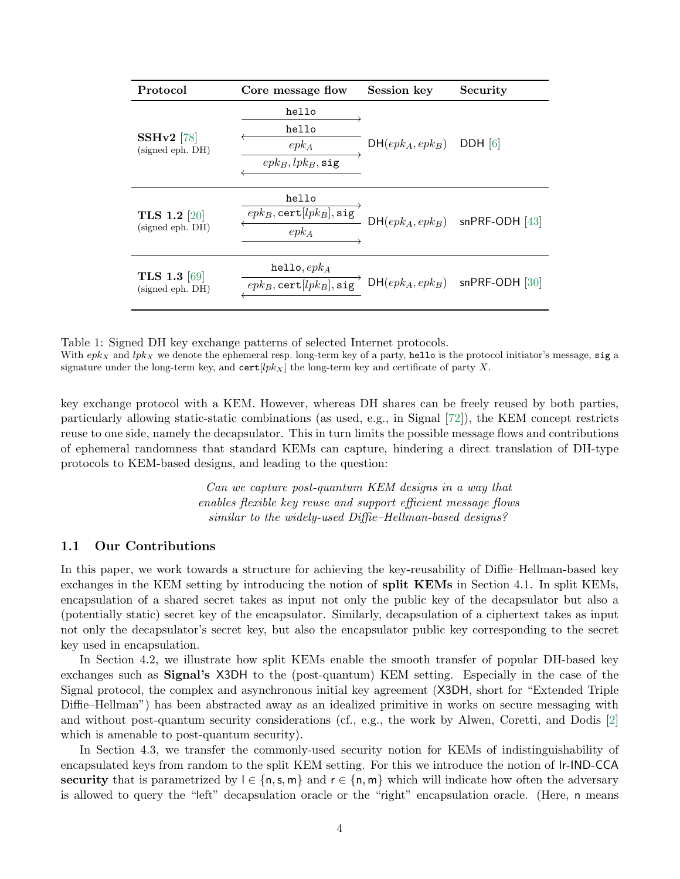| Protocol | Core message flow | Session key | Security |
|---|---|---|---|
| **SSHv2** [78] (signed eph. DH) | hello $\rightarrow$; hello $\leftarrow$; $epk_A$ $\rightarrow$; $epk_B, lpk_B$, sig $\leftarrow$ | $\mathsf{DH}(epk_A, epk_B)$ | DDH [6] |
| **TLS 1.2** [20] (signed eph. DH) | hello $\rightarrow$; $epk_B$, cert$[lpk_B]$, sig $\leftarrow$; $epk_A$ $\rightarrow$ | $\mathsf{DH}(epk_A, epk_B)$ | snPRF-ODH [43] |
| **TLS 1.3** [69] (signed eph. DH) | hello, $epk_A$ $\rightarrow$; $epk_B$, cert$[lpk_B]$, sig $\leftarrow$ | $\mathsf{DH}(epk_A, epk_B)$ | snPRF-ODH [30] |

Table 1: Signed DH key exchange patterns of selected Internet protocols.
With $epk_X$ and $lpk_X$ we denote the ephemeral resp. long-term key of a party, hello is the protocol initiator's message, sig a signature under the long-term key, and cert$[lpk_X]$ the long-term key and certificate of party $X$.

key exchange protocol with a KEM. However, whereas DH shares can be freely reused by both parties, particularly allowing static-static combinations (as used, e.g., in Signal [72]), the KEM concept restricts reuse to one side, namely the decapsulator. This in turn limits the possible message flows and contributions of ephemeral randomness that standard KEMs can capture, hindering a direct translation of DH-type protocols to KEM-based designs, and leading to the question:

*Can we capture post-quantum KEM designs in a way that enables flexible key reuse and support efficient message flows similar to the widely-used Diffie–Hellman-based designs?*

## 1.1 Our Contributions

In this paper, we work towards a structure for achieving the key-reusability of Diffie–Hellman-based key exchanges in the KEM setting by introducing the notion of **split KEMs** in Section 4.1. In split KEMs, encapsulation of a shared secret takes as input not only the public key of the decapsulator but also a (potentially static) secret key of the encapsulator. Similarly, decapsulation of a ciphertext takes as input not only the decapsulator's secret key, but also the encapsulator public key corresponding to the secret key used in encapsulation.

In Section 4.2, we illustrate how split KEMs enable the smooth transfer of popular DH-based key exchanges such as **Signal's** X3DH to the (post-quantum) KEM setting. Especially in the case of the Signal protocol, the complex and asynchronous initial key agreement (X3DH, short for "Extended Triple Diffie–Hellman") has been abstracted away as an idealized primitive in works on secure messaging with and without post-quantum security considerations (cf., e.g., the work by Alwen, Coretti, and Dodis [2] which is amenable to post-quantum security).

In Section 4.3, we transfer the commonly-used security notion for KEMs of indistinguishability of encapsulated keys from random to the split KEM setting. For this we introduce the notion of lr-IND-CCA **security** that is parametrized by $\mathsf{l} \in \{\mathsf{n}, \mathsf{s}, \mathsf{m}\}$ and $\mathsf{r} \in \{\mathsf{n}, \mathsf{m}\}$ which will indicate how often the adversary is allowed to query the "left" decapsulation oracle or the "right" encapsulation oracle. (Here, n means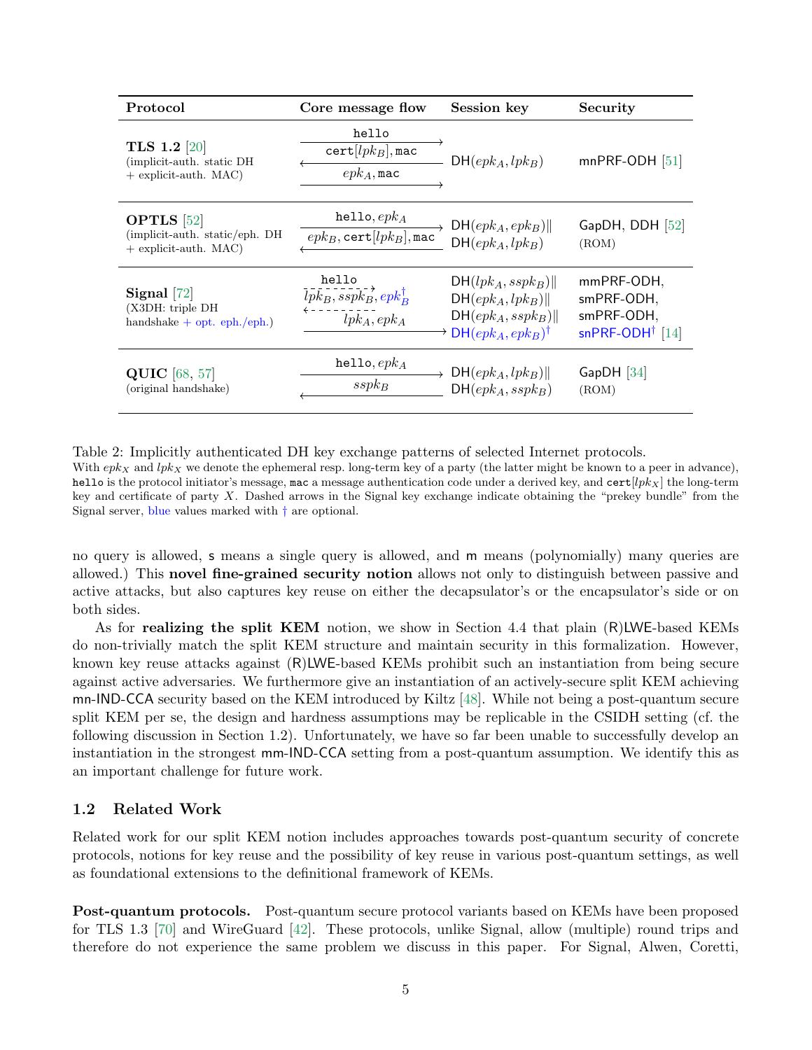| Protocol | Core message flow | Session key | Security |
| --- | --- | --- | --- |
| **TLS 1.2** [20] (implicit-auth. static DH + explicit-auth. MAC) | $\xrightarrow{\texttt{hello}}$ <br> $\xleftarrow{\texttt{cert}[lpk_B], \texttt{mac}}$ <br> $\xrightarrow{epk_A, \texttt{mac}}$ | $\mathsf{DH}(epk_A, lpk_B)$ | mnPRF-ODH [51] |
| **OPTLS** [52] (implicit-auth. static/eph. DH + explicit-auth. MAC) | $\xrightarrow{\texttt{hello}, epk_A}$ <br> $\xleftarrow{epk_B, \texttt{cert}[lpk_B], \texttt{mac}}$ | $\mathsf{DH}(epk_A, epk_B) \|$ <br> $\mathsf{DH}(epk_A, lpk_B)$ | GapDH, DDH [52] (ROM) |
| **Signal** [72] (X3DH: triple DH handshake + opt. eph./eph.) | $\dashrightarrow{\texttt{hello}}$ <br> $\dashleftarrow{lpk_B, sspk_B, epk_B^\dagger}$ <br> $\xrightarrow{lpk_A, epk_A}$ | $\mathsf{DH}(lpk_A, sspk_B) \|$ <br> $\mathsf{DH}(epk_A, lpk_B) \|$ <br> $\mathsf{DH}(epk_A, sspk_B) \|$ <br> $\mathsf{DH}(epk_A, epk_B)^\dagger$ | mmPRF-ODH, smPRF-ODH, smPRF-ODH, snPRF-ODH† [14] |
| **QUIC** [68, 57] (original handshake) | $\xrightarrow{\texttt{hello}, epk_A}$ <br> $\xleftarrow{sspk_B}$ | $\mathsf{DH}(epk_A, lpk_B) \|$ <br> $\mathsf{DH}(epk_A, sspk_B)$ | GapDH [34] (ROM) |

Table 2: Implicitly authenticated DH key exchange patterns of selected Internet protocols.
With $epk_X$ and $lpk_X$ we denote the ephemeral resp. long-term key of a party (the latter might be known to a peer in advance), `hello` is the protocol initiator's message, `mac` a message authentication code under a derived key, and $\texttt{cert}[lpk_X]$ the long-term key and certificate of party $X$. Dashed arrows in the Signal key exchange indicate obtaining the "prekey bundle" from the Signal server, blue values marked with † are optional.

no query is allowed, s means a single query is allowed, and m means (polynomially) many queries are allowed.) This **novel fine-grained security notion** allows not only to distinguish between passive and active attacks, but also captures key reuse on either the decapsulator's or the encapsulator's side or on both sides.

As for **realizing the split KEM** notion, we show in Section 4.4 that plain (R)LWE-based KEMs do non-trivially match the split KEM structure and maintain security in this formalization. However, known key reuse attacks against (R)LWE-based KEMs prohibit such an instantiation from being secure against active adversaries. We furthermore give an instantiation of an actively-secure split KEM achieving mn-IND-CCA security based on the KEM introduced by Kiltz [48]. While not being a post-quantum secure split KEM per se, the design and hardness assumptions may be replicable in the CSIDH setting (cf. the following discussion in Section 1.2). Unfortunately, we have so far been unable to successfully develop an instantiation in the strongest mm-IND-CCA setting from a post-quantum assumption. We identify this as an important challenge for future work.

## 1.2 Related Work

Related work for our split KEM notion includes approaches towards post-quantum security of concrete protocols, notions for key reuse and the possibility of key reuse in various post-quantum settings, as well as foundational extensions to the definitional framework of KEMs.

**Post-quantum protocols.** Post-quantum secure protocol variants based on KEMs have been proposed for TLS 1.3 [70] and WireGuard [42]. These protocols, unlike Signal, allow (multiple) round trips and therefore do not experience the same problem we discuss in this paper. For Signal, Alwen, Coretti,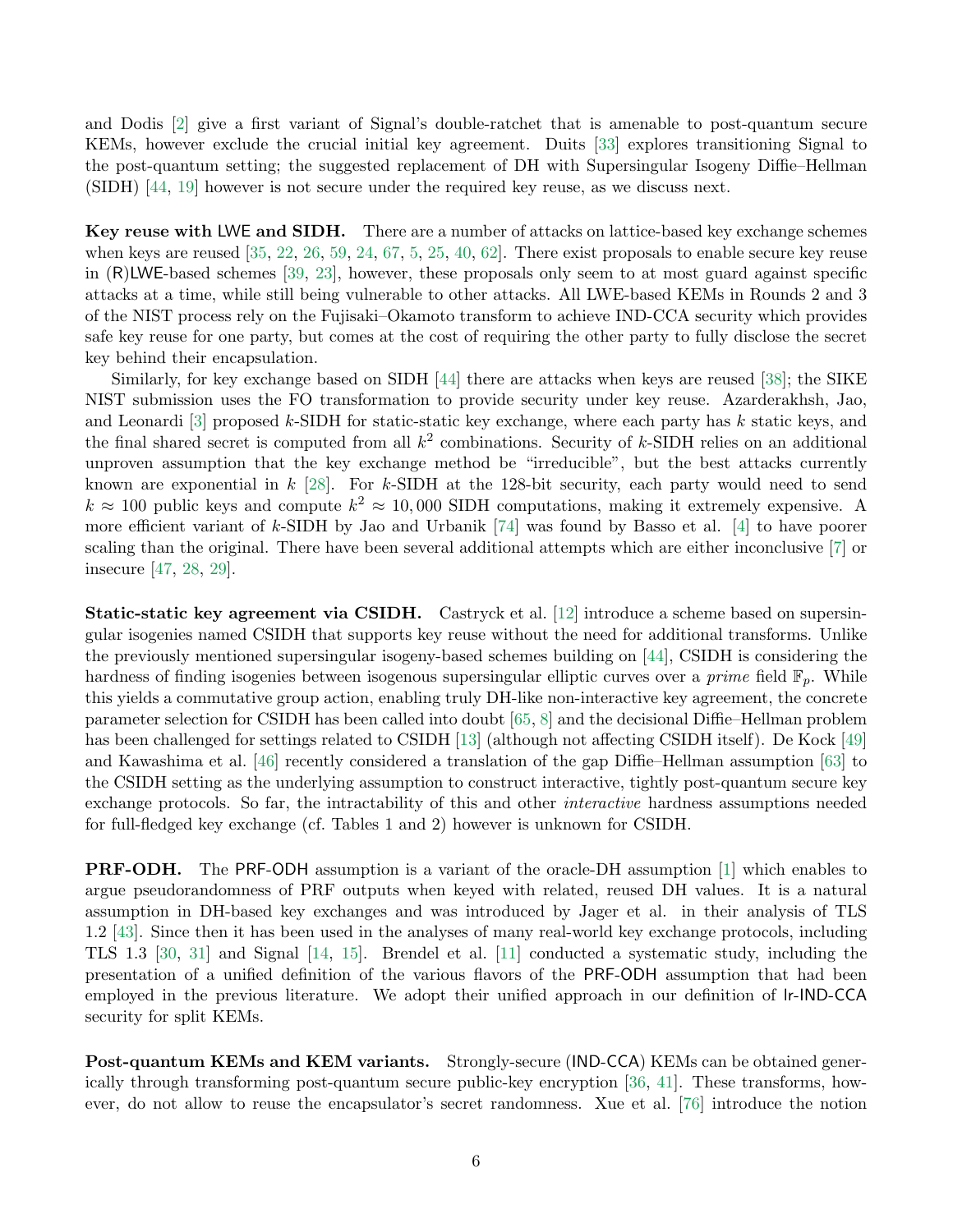and Dodis [2] give a first variant of Signal's double-ratchet that is amenable to post-quantum secure KEMs, however exclude the crucial initial key agreement. Duits [33] explores transitioning Signal to the post-quantum setting; the suggested replacement of DH with Supersingular Isogeny Diffie–Hellman (SIDH) [44, 19] however is not secure under the required key reuse, as we discuss next.

**Key reuse with LWE and SIDH.** There are a number of attacks on lattice-based key exchange schemes when keys are reused [35, 22, 26, 59, 24, 67, 5, 25, 40, 62]. There exist proposals to enable secure key reuse in (R)LWE-based schemes [39, 23], however, these proposals only seem to at most guard against specific attacks at a time, while still being vulnerable to other attacks. All LWE-based KEMs in Rounds 2 and 3 of the NIST process rely on the Fujisaki–Okamoto transform to achieve IND-CCA security which provides safe key reuse for one party, but comes at the cost of requiring the other party to fully disclose the secret key behind their encapsulation.

Similarly, for key exchange based on SIDH [44] there are attacks when keys are reused [38]; the SIKE NIST submission uses the FO transformation to provide security under key reuse. Azarderakhsh, Jao, and Leonardi [3] proposed $k$-SIDH for static-static key exchange, where each party has $k$ static keys, and the final shared secret is computed from all $k^2$ combinations. Security of $k$-SIDH relies on an additional unproven assumption that the key exchange method be "irreducible", but the best attacks currently known are exponential in $k$ [28]. For $k$-SIDH at the 128-bit security, each party would need to send $k \approx 100$ public keys and compute $k^2 \approx 10,000$ SIDH computations, making it extremely expensive. A more efficient variant of $k$-SIDH by Jao and Urbanik [74] was found by Basso et al. [4] to have poorer scaling than the original. There have been several additional attempts which are either inconclusive [7] or insecure [47, 28, 29].

**Static-static key agreement via CSIDH.** Castryck et al. [12] introduce a scheme based on supersingular isogenies named CSIDH that supports key reuse without the need for additional transforms. Unlike the previously mentioned supersingular isogeny-based schemes building on [44], CSIDH is considering the hardness of finding isogenies between isogenous supersingular elliptic curves over a *prime* field $\mathbb{F}_p$. While this yields a commutative group action, enabling truly DH-like non-interactive key agreement, the concrete parameter selection for CSIDH has been called into doubt [65, 8] and the decisional Diffie–Hellman problem has been challenged for settings related to CSIDH [13] (although not affecting CSIDH itself). De Kock [49] and Kawashima et al. [46] recently considered a translation of the gap Diffie–Hellman assumption [63] to the CSIDH setting as the underlying assumption to construct interactive, tightly post-quantum secure key exchange protocols. So far, the intractability of this and other *interactive* hardness assumptions needed for full-fledged key exchange (cf. Tables 1 and 2) however is unknown for CSIDH.

**PRF-ODH.** The PRF-ODH assumption is a variant of the oracle-DH assumption [1] which enables to argue pseudorandomness of PRF outputs when keyed with related, reused DH values. It is a natural assumption in DH-based key exchanges and was introduced by Jager et al. in their analysis of TLS 1.2 [43]. Since then it has been used in the analyses of many real-world key exchange protocols, including TLS 1.3 [30, 31] and Signal [14, 15]. Brendel et al. [11] conducted a systematic study, including the presentation of a unified definition of the various flavors of the PRF-ODH assumption that had been employed in the previous literature. We adopt their unified approach in our definition of lr-IND-CCA security for split KEMs.

**Post-quantum KEMs and KEM variants.** Strongly-secure (IND-CCA) KEMs can be obtained generically through transforming post-quantum secure public-key encryption [36, 41]. These transforms, however, do not allow to reuse the encapsulator's secret randomness. Xue et al. [76] introduce the notion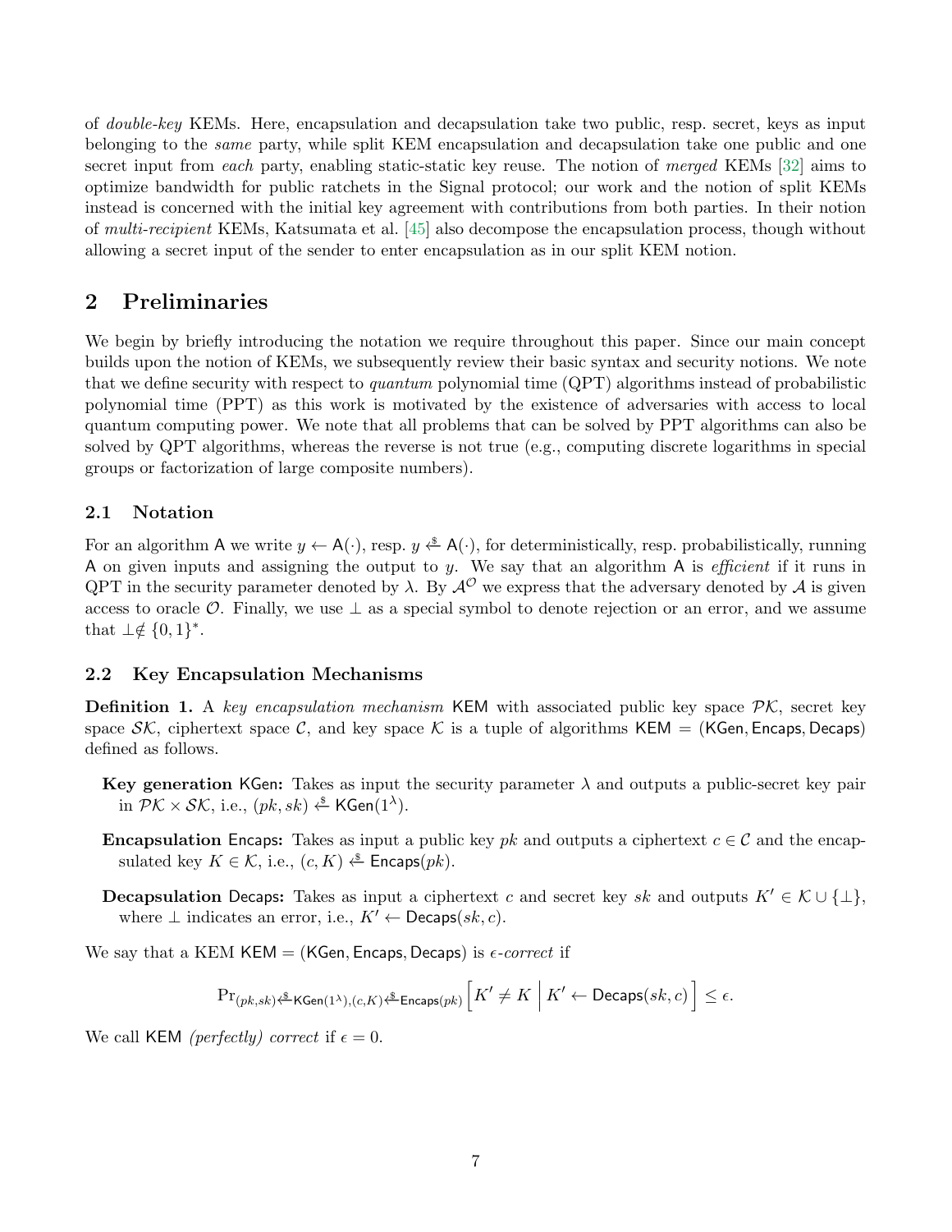of *double-key* KEMs. Here, encapsulation and decapsulation take two public, resp. secret, keys as input belonging to the *same* party, while split KEM encapsulation and decapsulation take one public and one secret input from *each* party, enabling static-static key reuse. The notion of *merged* KEMs [32] aims to optimize bandwidth for public ratchets in the Signal protocol; our work and the notion of split KEMs instead is concerned with the initial key agreement with contributions from both parties. In their notion of *multi-recipient* KEMs, Katsumata et al. [45] also decompose the encapsulation process, though without allowing a secret input of the sender to enter encapsulation as in our split KEM notion.

## 2 Preliminaries

We begin by briefly introducing the notation we require throughout this paper. Since our main concept builds upon the notion of KEMs, we subsequently review their basic syntax and security notions. We note that we define security with respect to *quantum* polynomial time (QPT) algorithms instead of probabilistic polynomial time (PPT) as this work is motivated by the existence of adversaries with access to local quantum computing power. We note that all problems that can be solved by PPT algorithms can also be solved by QPT algorithms, whereas the reverse is not true (e.g., computing discrete logarithms in special groups or factorization of large composite numbers).

### 2.1 Notation

For an algorithm $\mathsf{A}$ we write $y \leftarrow \mathsf{A}(\cdot)$, resp. $y \xleftarrow{\$} \mathsf{A}(\cdot)$, for deterministically, resp. probabilistically, running $\mathsf{A}$ on given inputs and assigning the output to $y$. We say that an algorithm $\mathsf{A}$ is *efficient* if it runs in QPT in the security parameter denoted by $\lambda$. By $\mathcal{A}^{\mathcal{O}}$ we express that the adversary denoted by $\mathcal{A}$ is given access to oracle $\mathcal{O}$. Finally, we use $\bot$ as a special symbol to denote rejection or an error, and we assume that $\bot \notin \{0,1\}^*$.

### 2.2 Key Encapsulation Mechanisms

**Definition 1.** A *key encapsulation mechanism* $\mathsf{KEM}$ with associated public key space $\mathcal{PK}$, secret key space $\mathcal{SK}$, ciphertext space $\mathcal{C}$, and key space $\mathcal{K}$ is a tuple of algorithms $\mathsf{KEM} = (\mathsf{KGen}, \mathsf{Encaps}, \mathsf{Decaps})$ defined as follows.

- **Key generation** $\mathsf{KGen}$**:** Takes as input the security parameter $\lambda$ and outputs a public-secret key pair in $\mathcal{PK} \times \mathcal{SK}$, i.e., $(pk, sk) \xleftarrow{\$} \mathsf{KGen}(1^\lambda)$.
- **Encapsulation** $\mathsf{Encaps}$**:** Takes as input a public key $pk$ and outputs a ciphertext $c \in \mathcal{C}$ and the encapsulated key $K \in \mathcal{K}$, i.e., $(c, K) \xleftarrow{\$} \mathsf{Encaps}(pk)$.
- **Decapsulation** $\mathsf{Decaps}$**:** Takes as input a ciphertext $c$ and secret key $sk$ and outputs $K' \in \mathcal{K} \cup \{\bot\}$, where $\bot$ indicates an error, i.e., $K' \leftarrow \mathsf{Decaps}(sk, c)$.

We say that a KEM $\mathsf{KEM} = (\mathsf{KGen}, \mathsf{Encaps}, \mathsf{Decaps})$ is $\epsilon$*-correct* if

$$\Pr_{(pk,sk) \xleftarrow{\$} \mathsf{KGen}(1^\lambda), (c,K) \xleftarrow{\$} \mathsf{Encaps}(pk)} \left[ K' \neq K \;\middle|\; K' \leftarrow \mathsf{Decaps}(sk, c) \right] \leq \epsilon.$$

We call $\mathsf{KEM}$ *(perfectly) correct* if $\epsilon = 0$.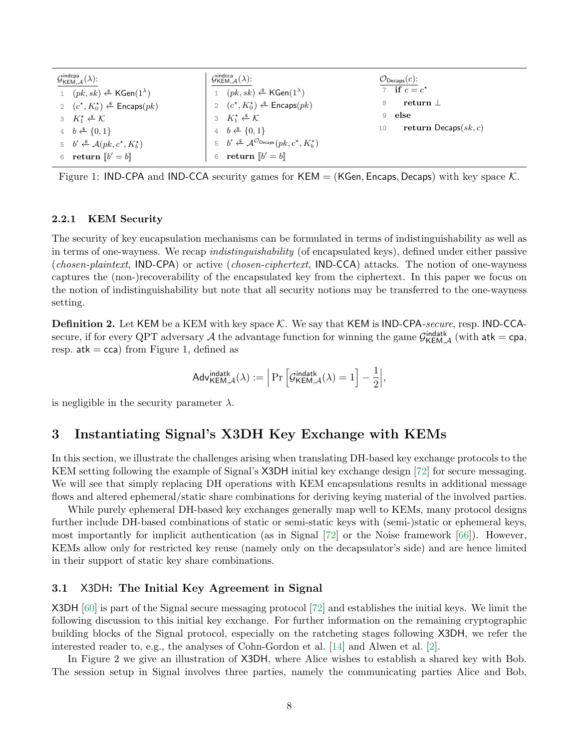| $\underline{\mathcal{G}^{\mathsf{indcpa}}_{\mathsf{KEM},\mathcal{A}}(\lambda)}$: | $\underline{\mathcal{G}^{\mathsf{indcca}}_{\mathsf{KEM},\mathcal{A}}(\lambda)}$: | $\underline{\mathcal{O}_{\mathsf{Decaps}}(c)}$: |
|---|---|---|
| 1 $(pk, sk) \xleftarrow{\$} \mathsf{KGen}(1^\lambda)$ | 1 $(pk, sk) \xleftarrow{\$} \mathsf{KGen}(1^\lambda)$ | 7 **if** $c = c^\star$ |
| 2 $(c^\star, K_0^\star) \xleftarrow{\$} \mathsf{Encaps}(pk)$ | 2 $(c^\star, K_0^\star) \xleftarrow{\$} \mathsf{Encaps}(pk)$ | 8 **return** $\bot$ |
| 3 $K_1^\star \xleftarrow{\$} \mathcal{K}$ | 3 $K_1^\star \xleftarrow{\$} \mathcal{K}$ | 9 **else** |
| 4 $b \xleftarrow{\$} \{0,1\}$ | 4 $b \xleftarrow{\$} \{0,1\}$ | 10 **return** $\mathsf{Decaps}(sk, c)$ |
| 5 $b' \xleftarrow{\$} \mathcal{A}(pk, c^\star, K_b^\star)$ | 5 $b' \xleftarrow{\$} \mathcal{A}^{\mathcal{O}_{\mathsf{Decaps}}}(pk, c^\star, K_b^\star)$ | |
| 6 **return** $[\![b' = b]\!]$ | 6 **return** $[\![b' = b]\!]$ | |

Figure 1: IND-CPA and IND-CCA security games for $\mathsf{KEM} = (\mathsf{KGen}, \mathsf{Encaps}, \mathsf{Decaps})$ with key space $\mathcal{K}$.

### 2.2.1 KEM Security

The security of key encapsulation mechanisms can be formulated in terms of indistinguishability as well as in terms of one-wayness. We recap *indistinguishability* (of encapsulated keys), defined under either passive (*chosen-plaintext*, IND-CPA) or active (*chosen-ciphertext*, IND-CCA) attacks. The notion of one-wayness captures the (non-)recoverability of the encapsulated key from the ciphertext. In this paper we focus on the notion of indistinguishability but note that all security notions may be transferred to the one-wayness setting.

**Definition 2.** Let KEM be a KEM with key space $\mathcal{K}$. We say that KEM is IND-CPA-*secure*, resp. IND-CCA-secure, if for every QPT adversary $\mathcal{A}$ the advantage function for winning the game $\mathcal{G}^{\mathsf{indatk}}_{\mathsf{KEM},\mathcal{A}}$ (with $\mathsf{atk} = \mathsf{cpa}$, resp. $\mathsf{atk} = \mathsf{cca}$) from Figure 1, defined as

$$\mathsf{Adv}^{\mathsf{indatk}}_{\mathsf{KEM},\mathcal{A}}(\lambda) := \left| \Pr\left[\mathcal{G}^{\mathsf{indatk}}_{\mathsf{KEM},\mathcal{A}}(\lambda) = 1\right] - \frac{1}{2} \right|,$$

is negligible in the security parameter $\lambda$.

# 3 Instantiating Signal's X3DH Key Exchange with KEMs

In this section, we illustrate the challenges arising when translating DH-based key exchange protocols to the KEM setting following the example of Signal's X3DH initial key exchange design [72] for secure messaging. We will see that simply replacing DH operations with KEM encapsulations results in additional message flows and altered ephemeral/static share combinations for deriving keying material of the involved parties.

While purely ephemeral DH-based key exchanges generally map well to KEMs, many protocol designs further include DH-based combinations of static or semi-static keys with (semi-)static or ephemeral keys, most importantly for implicit authentication (as in Signal [72] or the Noise framework [66]). However, KEMs allow only for restricted key reuse (namely only on the decapsulator's side) and are hence limited in their support of static key share combinations.

## 3.1 X3DH: The Initial Key Agreement in Signal

X3DH [60] is part of the Signal secure messaging protocol [72] and establishes the initial keys. We limit the following discussion to this initial key exchange. For further information on the remaining cryptographic building blocks of the Signal protocol, especially on the ratcheting stages following X3DH, we refer the interested reader to, e.g., the analyses of Cohn-Gordon et al. [14] and Alwen et al. [2].

In Figure 2 we give an illustration of X3DH, where Alice wishes to establish a shared key with Bob. The session setup in Signal involves three parties, namely the communicating parties Alice and Bob,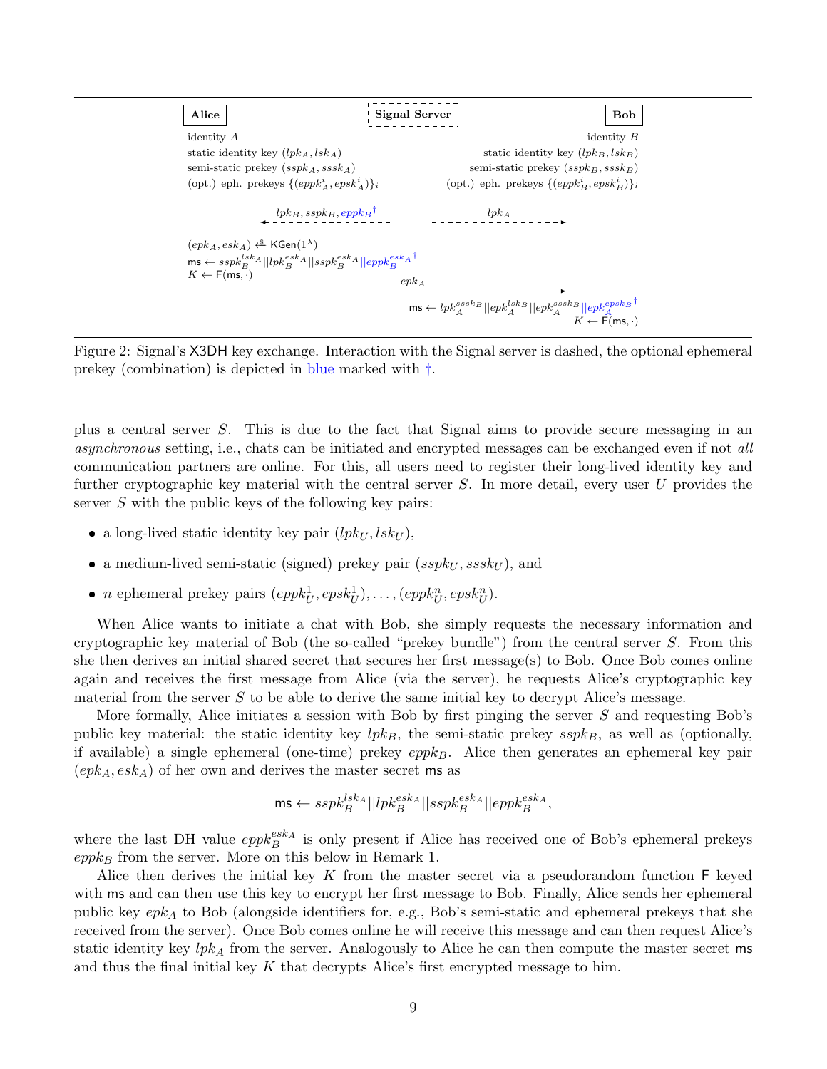| Alice | Signal Server | Bob |
| --- | --- | --- |
| identity $A$ | | identity $B$ |
| static identity key $(lpk_A, lsk_A)$ | | static identity key $(lpk_B, lsk_B)$ |
| semi-static prekey $(sspk_A, sssk_A)$ | | semi-static prekey $(sspk_B, sssk_B)$ |
| (opt.) eph. prekeys $\{(eppk^i_A, epsk^i_A)\}_i$ | | (opt.) eph. prekeys $\{(eppk^i_B, epsk^i_B)\}_i$ |
| $\leftarrow$ $lpk_B, sspk_B, eppk_B{}^{\dagger}$ (from server) | | $lpk_A$ $\rightarrow$ (from server) |
| $(epk_A, esk_A) \xleftarrow{\$} \mathsf{KGen}(1^\lambda)$ | | |
| $\mathsf{ms} \leftarrow sspk_B^{lsk_A} \| lpk_B^{esk_A} \| sspk_B^{esk_A} \| eppk_B^{esk_A}{}^{\dagger}$ | | |
| $K \leftarrow \mathsf{F}(\mathsf{ms}, \cdot)$ | | |
| | $epk_A$ $\longrightarrow$ | |
| | | $\mathsf{ms} \leftarrow lpk_A^{sssk_B} \| epk_A^{lsk_B} \| epk_A^{sssk_B} \| epk_A^{epsk_B}{}^{\dagger}$ |
| | | $K \leftarrow \mathsf{F}(\mathsf{ms}, \cdot)$ |

Figure 2: Signal's X3DH key exchange. Interaction with the Signal server is dashed, the optional ephemeral prekey (combination) is depicted in blue marked with †.

plus a central server $S$. This is due to the fact that Signal aims to provide secure messaging in an *asynchronous* setting, i.e., chats can be initiated and encrypted messages can be exchanged even if not *all* communication partners are online. For this, all users need to register their long-lived identity key and further cryptographic key material with the central server $S$. In more detail, every user $U$ provides the server $S$ with the public keys of the following key pairs:

- a long-lived static identity key pair $(lpk_U, lsk_U)$,
- a medium-lived semi-static (signed) prekey pair $(sspk_U, sssk_U)$, and
- $n$ ephemeral prekey pairs $(eppk^1_U, epsk^1_U), \ldots, (eppk^n_U, epsk^n_U)$.

When Alice wants to initiate a chat with Bob, she simply requests the necessary information and cryptographic key material of Bob (the so-called "prekey bundle") from the central server $S$. From this she then derives an initial shared secret that secures her first message(s) to Bob. Once Bob comes online again and receives the first message from Alice (via the server), he requests Alice's cryptographic key material from the server $S$ to be able to derive the same initial key to decrypt Alice's message.

More formally, Alice initiates a session with Bob by first pinging the server $S$ and requesting Bob's public key material: the static identity key $lpk_B$, the semi-static prekey $sspk_B$, as well as (optionally, if available) a single ephemeral (one-time) prekey $eppk_B$. Alice then generates an ephemeral key pair $(epk_A, esk_A)$ of her own and derives the master secret $\mathsf{ms}$ as

$$\mathsf{ms} \leftarrow sspk_B^{lsk_A} \| lpk_B^{esk_A} \| sspk_B^{esk_A} \| eppk_B^{esk_A},$$

where the last DH value $eppk_B^{esk_A}$ is only present if Alice has received one of Bob's ephemeral prekeys $eppk_B$ from the server. More on this below in Remark 1.

Alice then derives the initial key $K$ from the master secret via a pseudorandom function $\mathsf{F}$ keyed with $\mathsf{ms}$ and can then use this key to encrypt her first message to Bob. Finally, Alice sends her ephemeral public key $epk_A$ to Bob (alongside identifiers for, e.g., Bob's semi-static and ephemeral prekeys that she received from the server). Once Bob comes online he will receive this message and can then request Alice's static identity key $lpk_A$ from the server. Analogously to Alice he can then compute the master secret $\mathsf{ms}$ and thus the final initial key $K$ that decrypts Alice's first encrypted message to him.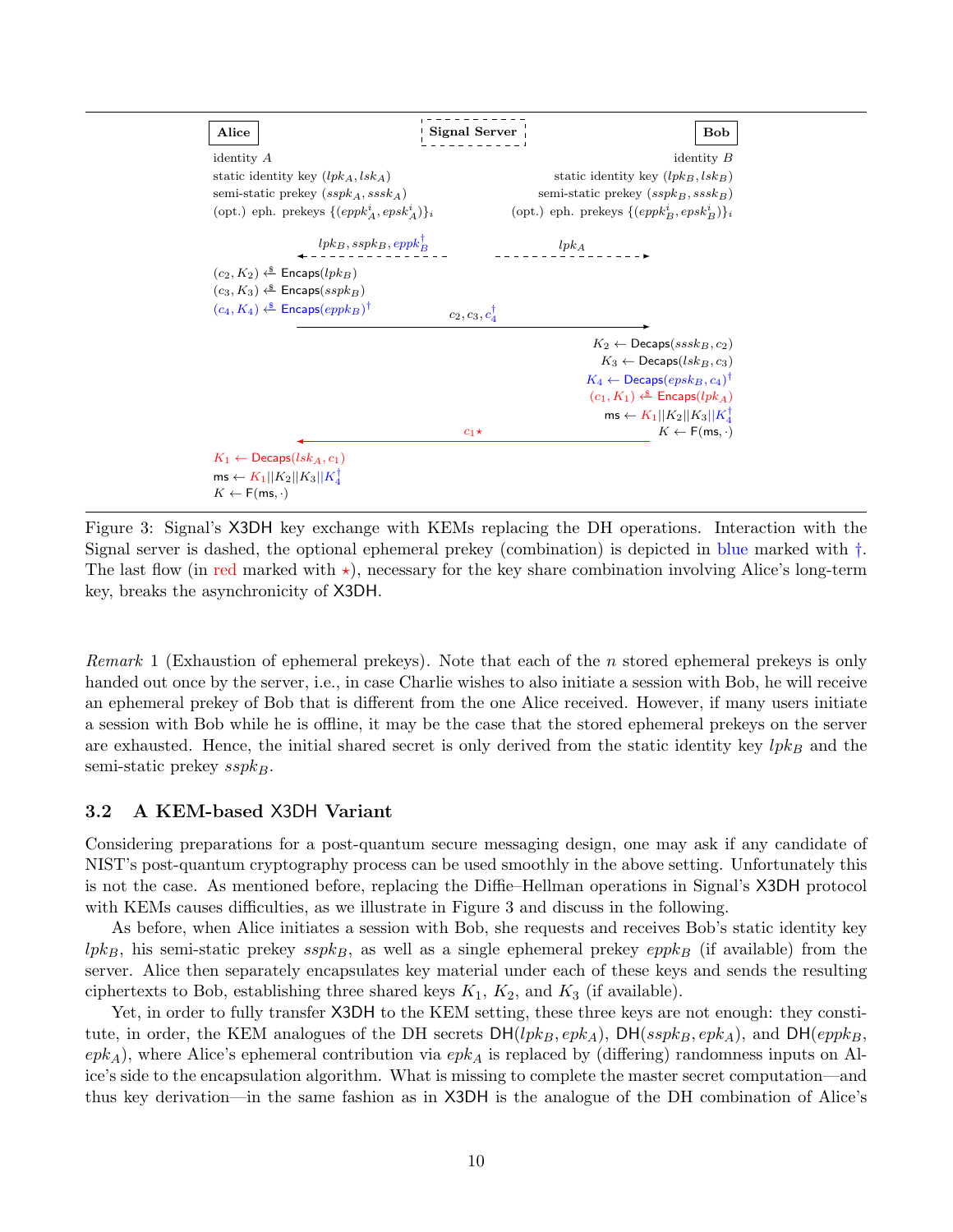**Alice** | **Signal Server** | **Bob**

identity $A$
static identity key $(lpk_A, lsk_A)$
semi-static prekey $(sspk_A, sssk_A)$
(opt.) eph. prekeys $\{(eppk_A^i, epsk_A^i)\}_i$

identity $B$
static identity key $(lpk_B, lsk_B)$
semi-static prekey $(sspk_B, sssk_B)$
(opt.) eph. prekeys $\{(eppk_B^i, epsk_B^i)\}_i$

Server → Alice: $lpk_B, sspk_B, eppk_B^{\dagger}$
Server → Bob: $lpk_A$

Alice:
$(c_2, K_2) \xleftarrow{\$} \mathsf{Encaps}(lpk_B)$
$(c_3, K_3) \xleftarrow{\$} \mathsf{Encaps}(sspk_B)$
$(c_4, K_4) \xleftarrow{\$} \mathsf{Encaps}(eppk_B)^{\dagger}$

Alice → Bob: $c_2, c_3, c_4^{\dagger}$

Bob:
$K_2 \leftarrow \mathsf{Decaps}(sssk_B, c_2)$
$K_3 \leftarrow \mathsf{Decaps}(lsk_B, c_3)$
$K_4 \leftarrow \mathsf{Decaps}(epsk_B, c_4)^{\dagger}$
$(c_1, K_1) \xleftarrow{\$} \mathsf{Encaps}(lpk_A)$
$\mathsf{ms} \leftarrow K_1 \| K_2 \| K_3 \| K_4^{\dagger}$
$K \leftarrow \mathsf{F}(\mathsf{ms}, \cdot)$

Bob → Alice: $c_1 \star$

Alice:
$K_1 \leftarrow \mathsf{Decaps}(lsk_A, c_1)$
$\mathsf{ms} \leftarrow K_1 \| K_2 \| K_3 \| K_4^{\dagger}$
$K \leftarrow \mathsf{F}(\mathsf{ms}, \cdot)$

Figure 3: Signal's X3DH key exchange with KEMs replacing the DH operations. Interaction with the Signal server is dashed, the optional ephemeral prekey (combination) is depicted in blue marked with †. The last flow (in red marked with ⋆), necessary for the key share combination involving Alice's long-term key, breaks the asynchronicity of X3DH.

*Remark* 1 (Exhaustion of ephemeral prekeys). Note that each of the $n$ stored ephemeral prekeys is only handed out once by the server, i.e., in case Charlie wishes to also initiate a session with Bob, he will receive an ephemeral prekey of Bob that is different from the one Alice received. However, if many users initiate a session with Bob while he is offline, it may be the case that the stored ephemeral prekeys on the server are exhausted. Hence, the initial shared secret is only derived from the static identity key $lpk_B$ and the semi-static prekey $sspk_B$.

### 3.2 A KEM-based X3DH Variant

Considering preparations for a post-quantum secure messaging design, one may ask if any candidate of NIST's post-quantum cryptography process can be used smoothly in the above setting. Unfortunately this is not the case. As mentioned before, replacing the Diffie–Hellman operations in Signal's X3DH protocol with KEMs causes difficulties, as we illustrate in Figure 3 and discuss in the following.

As before, when Alice initiates a session with Bob, she requests and receives Bob's static identity key $lpk_B$, his semi-static prekey $sspk_B$, as well as a single ephemeral prekey $eppk_B$ (if available) from the server. Alice then separately encapsulates key material under each of these keys and sends the resulting ciphertexts to Bob, establishing three shared keys $K_1$, $K_2$, and $K_3$ (if available).

Yet, in order to fully transfer X3DH to the KEM setting, these three keys are not enough: they constitute, in order, the KEM analogues of the DH secrets $\mathsf{DH}(lpk_B, epk_A)$, $\mathsf{DH}(sspk_B, epk_A)$, and $\mathsf{DH}(eppk_B, epk_A)$, where Alice's ephemeral contribution via $epk_A$ is replaced by (differing) randomness inputs on Alice's side to the encapsulation algorithm. What is missing to complete the master secret computation—and thus key derivation—in the same fashion as in X3DH is the analogue of the DH combination of Alice's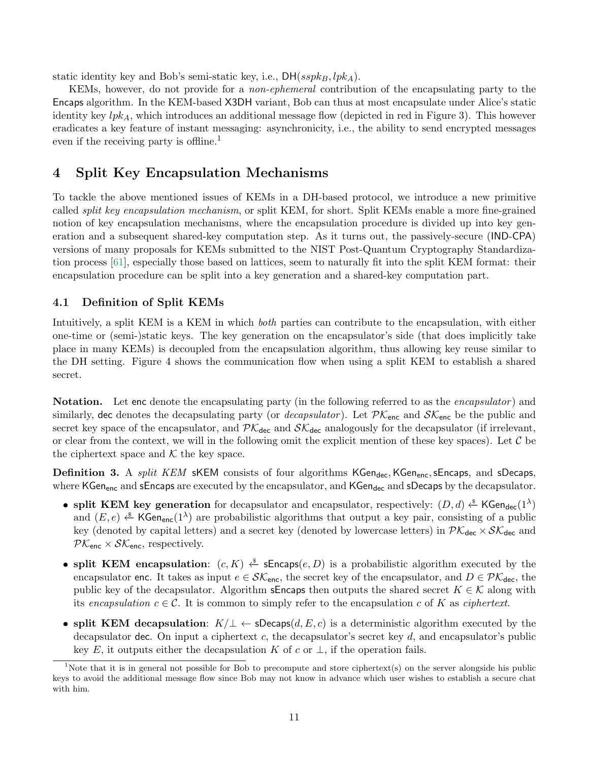static identity key and Bob's semi-static key, i.e., $\mathsf{DH}(sspk_B, lpk_A)$.

KEMs, however, do not provide for a *non-ephemeral* contribution of the encapsulating party to the $\mathsf{Encaps}$ algorithm. In the KEM-based X3DH variant, Bob can thus at most encapsulate under Alice's static identity key $lpk_A$, which introduces an additional message flow (depicted in red in Figure 3). This however eradicates a key feature of instant messaging: asynchronicity, i.e., the ability to send encrypted messages even if the receiving party is offline.[1]

# 4 Split Key Encapsulation Mechanisms

To tackle the above mentioned issues of KEMs in a DH-based protocol, we introduce a new primitive called *split key encapsulation mechanism*, or split KEM, for short. Split KEMs enable a more fine-grained notion of key encapsulation mechanisms, where the encapsulation procedure is divided up into key generation and a subsequent shared-key computation step. As it turns out, the passively-secure (IND-CPA) versions of many proposals for KEMs submitted to the NIST Post-Quantum Cryptography Standardization process [61], especially those based on lattices, seem to naturally fit into the split KEM format: their encapsulation procedure can be split into a key generation and a shared-key computation part.

## 4.1 Definition of Split KEMs

Intuitively, a split KEM is a KEM in which *both* parties can contribute to the encapsulation, with either one-time or (semi-)static keys. The key generation on the encapsulator's side (that does implicitly take place in many KEMs) is decoupled from the encapsulation algorithm, thus allowing key reuse similar to the DH setting. Figure 4 shows the communication flow when using a split KEM to establish a shared secret.

**Notation.** Let $\mathsf{enc}$ denote the encapsulating party (in the following referred to as the *encapsulator*) and similarly, $\mathsf{dec}$ denotes the decapsulating party (or *decapsulator*). Let $\mathcal{PK}_{\mathsf{enc}}$ and $\mathcal{SK}_{\mathsf{enc}}$ be the public and secret key space of the encapsulator, and $\mathcal{PK}_{\mathsf{dec}}$ and $\mathcal{SK}_{\mathsf{dec}}$ analogously for the decapsulator (if irrelevant, or clear from the context, we will in the following omit the explicit mention of these key spaces). Let $\mathcal{C}$ be the ciphertext space and $\mathcal{K}$ the key space.

**Definition 3.** A *split KEM* $\mathsf{sKEM}$ consists of four algorithms $\mathsf{KGen}_{\mathsf{dec}}, \mathsf{KGen}_{\mathsf{enc}}, \mathsf{sEncaps}$, and $\mathsf{sDecaps}$, where $\mathsf{KGen}_{\mathsf{enc}}$ and $\mathsf{sEncaps}$ are executed by the encapsulator, and $\mathsf{KGen}_{\mathsf{dec}}$ and $\mathsf{sDecaps}$ by the decapsulator.

- **split KEM key generation** for decapsulator and encapsulator, respectively: $(D, d) \xleftarrow{\$} \mathsf{KGen}_{\mathsf{dec}}(1^\lambda)$ and $(E, e) \xleftarrow{\$} \mathsf{KGen}_{\mathsf{enc}}(1^\lambda)$ are probabilistic algorithms that output a key pair, consisting of a public key (denoted by capital letters) and a secret key (denoted by lowercase letters) in $\mathcal{PK}_{\mathsf{dec}} \times \mathcal{SK}_{\mathsf{dec}}$ and $\mathcal{PK}_{\mathsf{enc}} \times \mathcal{SK}_{\mathsf{enc}}$, respectively.
- **split KEM encapsulation**: $(c, K) \xleftarrow{\$} \mathsf{sEncaps}(e, D)$ is a probabilistic algorithm executed by the encapsulator $\mathsf{enc}$. It takes as input $e \in \mathcal{SK}_{\mathsf{enc}}$, the secret key of the encapsulator, and $D \in \mathcal{PK}_{\mathsf{dec}}$, the public key of the decapsulator. Algorithm $\mathsf{sEncaps}$ then outputs the shared secret $K \in \mathcal{K}$ along with its *encapsulation* $c \in \mathcal{C}$. It is common to simply refer to the encapsulation $c$ of $K$ as *ciphertext*.
- **split KEM decapsulation**: $K/\bot \leftarrow \mathsf{sDecaps}(d, E, c)$ is a deterministic algorithm executed by the decapsulator $\mathsf{dec}$. On input a ciphertext $c$, the decapsulator's secret key $d$, and encapsulator's public key $E$, it outputs either the decapsulation $K$ of $c$ or $\bot$, if the operation fails.

[1] Note that it is in general not possible for Bob to precompute and store ciphertext(s) on the server alongside his public keys to avoid the additional message flow since Bob may not know in advance which user wishes to establish a secure chat with him.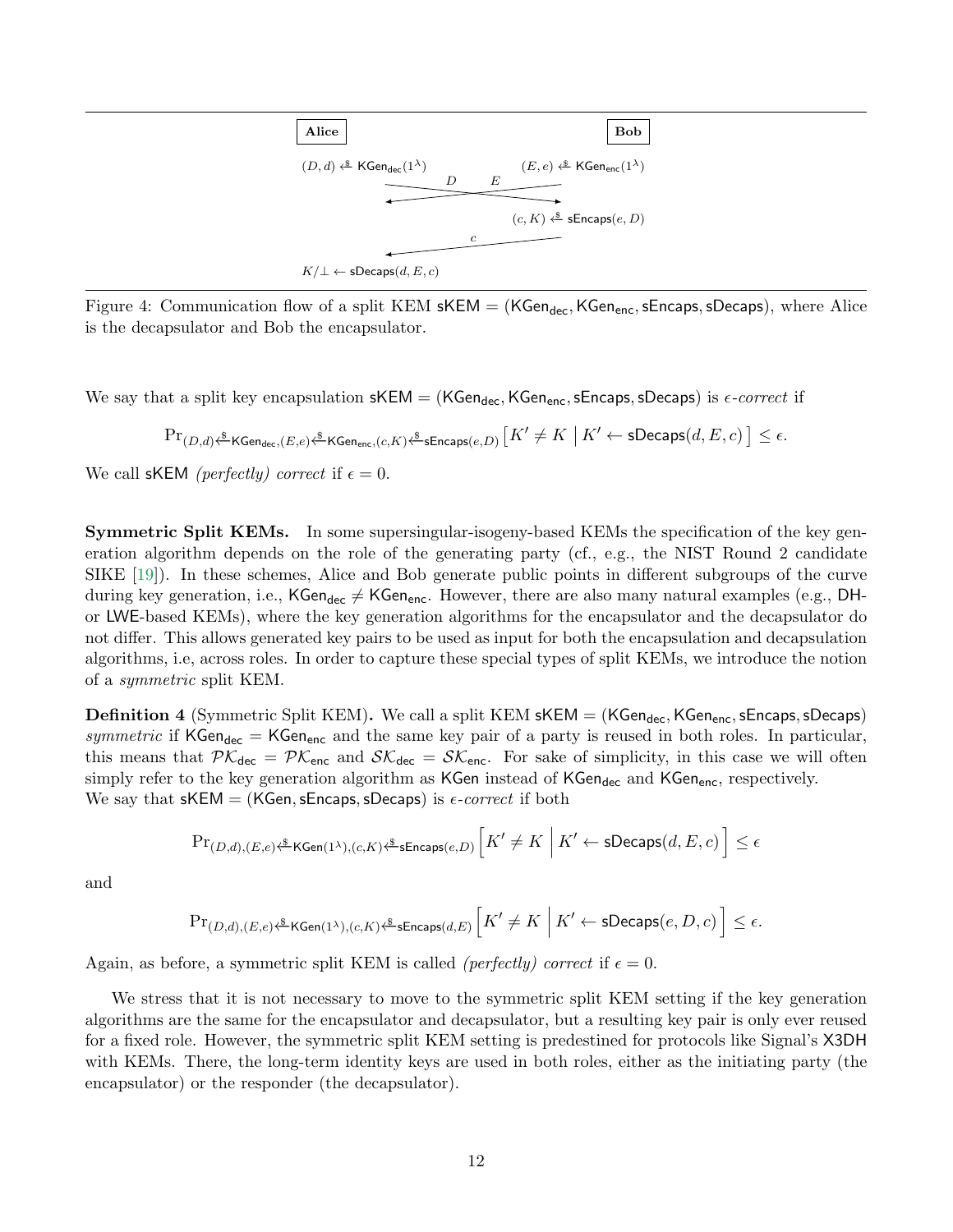| Alice | | Bob |
|---|---|---|
| $(D, d) \xleftarrow{\$} \mathsf{KGen}_{\mathsf{dec}}(1^\lambda)$ | | $(E, e) \xleftarrow{\$} \mathsf{KGen}_{\mathsf{enc}}(1^\lambda)$ |
| | $D$ → / ← $E$ | |
| | | $(c, K) \xleftarrow{\$} \mathsf{sEncaps}(e, D)$ |
| | ← $c$ | |
| $K/\bot \leftarrow \mathsf{sDecaps}(d, E, c)$ | | |

Figure 4: Communication flow of a split KEM $\mathsf{sKEM} = (\mathsf{KGen}_{\mathsf{dec}}, \mathsf{KGen}_{\mathsf{enc}}, \mathsf{sEncaps}, \mathsf{sDecaps})$, where Alice is the decapsulator and Bob the encapsulator.

We say that a split key encapsulation $\mathsf{sKEM} = (\mathsf{KGen}_{\mathsf{dec}}, \mathsf{KGen}_{\mathsf{enc}}, \mathsf{sEncaps}, \mathsf{sDecaps})$ is $\epsilon$-*correct* if

$$\Pr_{(D,d) \xleftarrow{\$} \mathsf{KGen}_{\mathsf{dec}}, (E,e) \xleftarrow{\$} \mathsf{KGen}_{\mathsf{enc}}, (c,K) \xleftarrow{\$} \mathsf{sEncaps}(e,D)} \left[ K' \neq K \;\middle|\; K' \leftarrow \mathsf{sDecaps}(d, E, c) \right] \leq \epsilon.$$

We call $\mathsf{sKEM}$ *(perfectly) correct* if $\epsilon = 0$.

**Symmetric Split KEMs.** In some supersingular-isogeny-based KEMs the specification of the key generation algorithm depends on the role of the generating party (cf., e.g., the NIST Round 2 candidate SIKE [19]). In these schemes, Alice and Bob generate public points in different subgroups of the curve during key generation, i.e., $\mathsf{KGen}_{\mathsf{dec}} \neq \mathsf{KGen}_{\mathsf{enc}}$. However, there are also many natural examples (e.g., DH- or LWE-based KEMs), where the key generation algorithms for the encapsulator and the decapsulator do not differ. This allows generated key pairs to be used as input for both the encapsulation and decapsulation algorithms, i.e, across roles. In order to capture these special types of split KEMs, we introduce the notion of a *symmetric* split KEM.

**Definition 4** (Symmetric Split KEM)**.** We call a split KEM $\mathsf{sKEM} = (\mathsf{KGen}_{\mathsf{dec}}, \mathsf{KGen}_{\mathsf{enc}}, \mathsf{sEncaps}, \mathsf{sDecaps})$ *symmetric* if $\mathsf{KGen}_{\mathsf{dec}} = \mathsf{KGen}_{\mathsf{enc}}$ and the same key pair of a party is reused in both roles. In particular, this means that $\mathcal{PK}_{\mathsf{dec}} = \mathcal{PK}_{\mathsf{enc}}$ and $\mathcal{SK}_{\mathsf{dec}} = \mathcal{SK}_{\mathsf{enc}}$. For sake of simplicity, in this case we will often simply refer to the key generation algorithm as $\mathsf{KGen}$ instead of $\mathsf{KGen}_{\mathsf{dec}}$ and $\mathsf{KGen}_{\mathsf{enc}}$, respectively.
We say that $\mathsf{sKEM} = (\mathsf{KGen}, \mathsf{sEncaps}, \mathsf{sDecaps})$ is $\epsilon$-*correct* if both

$$\Pr_{(D,d),(E,e) \xleftarrow{\$} \mathsf{KGen}(1^\lambda), (c,K) \xleftarrow{\$} \mathsf{sEncaps}(e,D)} \left[ K' \neq K \;\middle|\; K' \leftarrow \mathsf{sDecaps}(d, E, c) \right] \leq \epsilon$$

and

$$\Pr_{(D,d),(E,e) \xleftarrow{\$} \mathsf{KGen}(1^\lambda), (c,K) \xleftarrow{\$} \mathsf{sEncaps}(d,E)} \left[ K' \neq K \;\middle|\; K' \leftarrow \mathsf{sDecaps}(e, D, c) \right] \leq \epsilon.$$

Again, as before, a symmetric split KEM is called *(perfectly) correct* if $\epsilon = 0$.

We stress that it is not necessary to move to the symmetric split KEM setting if the key generation algorithms are the same for the encapsulator and decapsulator, but a resulting key pair is only ever reused for a fixed role. However, the symmetric split KEM setting is predestined for protocols like Signal's X3DH with KEMs. There, the long-term identity keys are used in both roles, either as the initiating party (the encapsulator) or the responder (the decapsulator).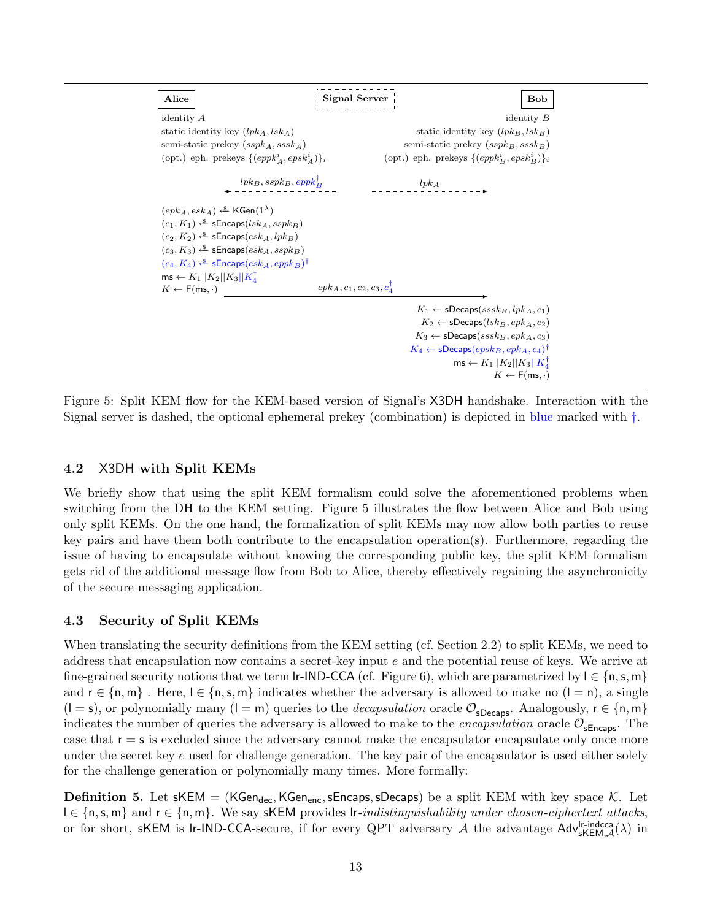**Alice** | **Signal Server** | **Bob**

| Alice | Bob |
|---|---|
| identity $A$ | identity $B$ |
| static identity key $(lpk_A, lsk_A)$ | static identity key $(lpk_B, lsk_B)$ |
| semi-static prekey $(sspk_A, sssk_A)$ | semi-static prekey $(sspk_B, sssk_B)$ |
| (opt.) eph. prekeys $\{(eppk^i_A, epsk^i_A)\}_i$ | (opt.) eph. prekeys $\{(eppk^i_B, epsk^i_B)\}_i$ |

Server → Alice (dashed): $lpk_B, sspk_B, eppk^\dagger_B$

Server → Bob (dashed): $lpk_A$

Alice:

$(epk_A, esk_A) \xleftarrow{\$} \mathsf{KGen}(1^\lambda)$
$(c_1, K_1) \xleftarrow{\$} \mathsf{sEncaps}(lsk_A, sspk_B)$
$(c_2, K_2) \xleftarrow{\$} \mathsf{sEncaps}(esk_A, lpk_B)$
$(c_3, K_3) \xleftarrow{\$} \mathsf{sEncaps}(esk_A, sspk_B)$
$(c_4, K_4) \xleftarrow{\$} \mathsf{sEncaps}(esk_A, eppk_B)^\dagger$
$\mathsf{ms} \leftarrow K_1 \| K_2 \| K_3 \| K^\dagger_4$
$K \leftarrow \mathsf{F}(\mathsf{ms}, \cdot)$

Alice → Bob: $epk_A, c_1, c_2, c_3, c^\dagger_4$

Bob:

$K_1 \leftarrow \mathsf{sDecaps}(sssk_B, lpk_A, c_1)$
$K_2 \leftarrow \mathsf{sDecaps}(lsk_B, epk_A, c_2)$
$K_3 \leftarrow \mathsf{sDecaps}(sssk_B, epk_A, c_3)$
$K_4 \leftarrow \mathsf{sDecaps}(epsk_B, epk_A, c_4)^\dagger$
$\mathsf{ms} \leftarrow K_1 \| K_2 \| K_3 \| K^\dagger_4$
$K \leftarrow \mathsf{F}(\mathsf{ms}, \cdot)$

Figure 5: Split KEM flow for the KEM-based version of Signal's X3DH handshake. Interaction with the Signal server is dashed, the optional ephemeral prekey (combination) is depicted in blue marked with †.

### 4.2 X3DH with Split KEMs

We briefly show that using the split KEM formalism could solve the aforementioned problems when switching from the DH to the KEM setting. Figure 5 illustrates the flow between Alice and Bob using only split KEMs. On the one hand, the formalization of split KEMs may now allow both parties to reuse key pairs and have them both contribute to the encapsulation operation(s). Furthermore, regarding the issue of having to encapsulate without knowing the corresponding public key, the split KEM formalism gets rid of the additional message flow from Bob to Alice, thereby effectively regaining the asynchronicity of the secure messaging application.

### 4.3 Security of Split KEMs

When translating the security definitions from the KEM setting (cf. Section 2.2) to split KEMs, we need to address that encapsulation now contains a secret-key input $e$ and the potential reuse of keys. We arrive at fine-grained security notions that we term lr-IND-CCA (cf. Figure 6), which are parametrized by $\mathsf{l} \in \{\mathsf{n}, \mathsf{s}, \mathsf{m}\}$ and $\mathsf{r} \in \{\mathsf{n}, \mathsf{m}\}$ . Here, $\mathsf{l} \in \{\mathsf{n}, \mathsf{s}, \mathsf{m}\}$ indicates whether the adversary is allowed to make no ($\mathsf{l} = \mathsf{n}$), a single ($\mathsf{l} = \mathsf{s}$), or polynomially many ($\mathsf{l} = \mathsf{m}$) queries to the *decapsulation* oracle $\mathcal{O}_{\mathsf{sDecaps}}$. Analogously, $\mathsf{r} \in \{\mathsf{n}, \mathsf{m}\}$ indicates the number of queries the adversary is allowed to make to the *encapsulation* oracle $\mathcal{O}_{\mathsf{sEncaps}}$. The case that $\mathsf{r} = \mathsf{s}$ is excluded since the adversary cannot make the encapsulator encapsulate only once more under the secret key $e$ used for challenge generation. The key pair of the encapsulator is used either solely for the challenge generation or polynomially many times. More formally:

**Definition 5.** Let $\mathsf{sKEM} = (\mathsf{KGen_{dec}}, \mathsf{KGen_{enc}}, \mathsf{sEncaps}, \mathsf{sDecaps})$ be a split KEM with key space $\mathcal{K}$. Let $\mathsf{l} \in \{\mathsf{n}, \mathsf{s}, \mathsf{m}\}$ and $\mathsf{r} \in \{\mathsf{n}, \mathsf{m}\}$. We say $\mathsf{sKEM}$ provides lr-*indistinguishability under chosen-ciphertext attacks*, or for short, $\mathsf{sKEM}$ is lr-IND-CCA-secure, if for every QPT adversary $\mathcal{A}$ the advantage $\mathsf{Adv}^{\mathsf{lr\text{-}indcca}}_{\mathsf{sKEM},\mathcal{A}}(\lambda)$ in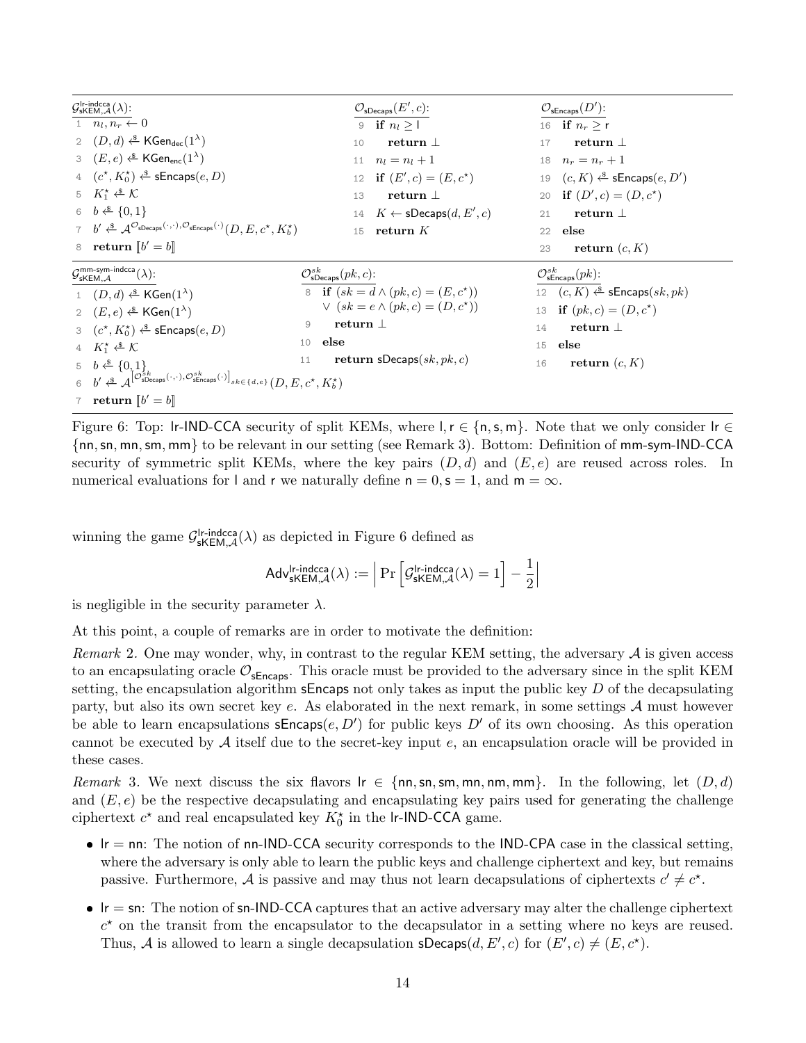$\mathcal{G}^{\text{lr-indcca}}_{\text{sKEM},\mathcal{A}}(\lambda)$:

```
1  n_l, n_r ← 0
2  (D, d) ←$ KGen_dec(1^λ)
3  (E, e) ←$ KGen_enc(1^λ)
4  (c*, K*_0) ←$ sEncaps(e, D)
5  K*_1 ←$ 𝒦
6  b ←$ {0, 1}
7  b' ←$ A^{O_sDecaps(·,·), O_sEncaps(·)}(D, E, c*, K*_b)
8  return ⟦b' = b⟧
```

$\mathcal{O}_{\text{sDecaps}}(E', c)$:

```
9   if n_l ≥ l
10      return ⊥
11  n_l = n_l + 1
12  if (E', c) = (E, c*)
13      return ⊥
14  K ← sDecaps(d, E', c)
15  return K
```

$\mathcal{O}_{\text{sEncaps}}(D')$:

```
16  if n_r ≥ r
17      return ⊥
18  n_r = n_r + 1
19  (c, K) ←$ sEncaps(e, D')
20  if (D', c) = (D, c*)
21      return ⊥
22  else
23      return (c, K)
```

$\mathcal{G}^{\text{mm-sym-indcca}}_{\text{sKEM},\mathcal{A}}(\lambda)$:

```
1  (D, d) ←$ KGen(1^λ)
2  (E, e) ←$ KGen(1^λ)
3  (c*, K*_0) ←$ sEncaps(e, D)
4  K*_1 ←$ 𝒦
5  b ←$ {0, 1}
6  b' ←$ A^{[O^sk_sDecaps(·,·), O^sk_sEncaps(·)]_{sk ∈ {d,e}}}(D, E, c*, K*_b)
7  return ⟦b' = b⟧
```

$\mathcal{O}^{sk}_{\text{sDecaps}}(pk, c)$:

```
8   if (sk = d ∧ (pk, c) = (E, c*))
       ∨ (sk = e ∧ (pk, c) = (D, c*))
9       return ⊥
10  else
11      return sDecaps(sk, pk, c)
```

$\mathcal{O}^{sk}_{\text{sEncaps}}(pk)$:

```
12  (c, K) ←$ sEncaps(sk, pk)
13  if (pk, c) = (D, c*)
14      return ⊥
15  else
16      return (c, K)
```

Figure 6: Top: lr-IND-CCA security of split KEMs, where $\mathsf{l}, \mathsf{r} \in \{\mathsf{n}, \mathsf{s}, \mathsf{m}\}$. Note that we only consider $\mathsf{lr} \in \{\mathsf{nn}, \mathsf{sn}, \mathsf{mn}, \mathsf{sm}, \mathsf{mm}\}$ to be relevant in our setting (see Remark 3). Bottom: Definition of mm-sym-IND-CCA security of symmetric split KEMs, where the key pairs $(D, d)$ and $(E, e)$ are reused across roles. In numerical evaluations for l and r we naturally define $\mathsf{n} = 0, \mathsf{s} = 1$, and $\mathsf{m} = \infty$.

winning the game $\mathcal{G}^{\text{lr-indcca}}_{\text{sKEM},\mathcal{A}}(\lambda)$ as depicted in Figure 6 defined as

$$\mathsf{Adv}^{\text{lr-indcca}}_{\text{sKEM},\mathcal{A}}(\lambda) := \left| \Pr\left[\mathcal{G}^{\text{lr-indcca}}_{\text{sKEM},\mathcal{A}}(\lambda) = 1\right] - \frac{1}{2} \right|$$

is negligible in the security parameter $\lambda$.

At this point, a couple of remarks are in order to motivate the definition:

*Remark* 2. One may wonder, why, in contrast to the regular KEM setting, the adversary $\mathcal{A}$ is given access to an encapsulating oracle $\mathcal{O}_{\text{sEncaps}}$. This oracle must be provided to the adversary since in the split KEM setting, the encapsulation algorithm sEncaps not only takes as input the public key $D$ of the decapsulating party, but also its own secret key $e$. As elaborated in the next remark, in some settings $\mathcal{A}$ must however be able to learn encapsulations $\mathsf{sEncaps}(e, D')$ for public keys $D'$ of its own choosing. As this operation cannot be executed by $\mathcal{A}$ itself due to the secret-key input $e$, an encapsulation oracle will be provided in these cases.

*Remark* 3. We next discuss the six flavors $\mathsf{lr} \in \{\mathsf{nn}, \mathsf{sn}, \mathsf{sm}, \mathsf{mn}, \mathsf{nm}, \mathsf{mm}\}$. In the following, let $(D, d)$ and $(E, e)$ be the respective decapsulating and encapsulating key pairs used for generating the challenge ciphertext $c^\star$ and real encapsulated key $K^\star_0$ in the lr-IND-CCA game.

- $\mathsf{lr} = \mathsf{nn}$: The notion of nn-IND-CCA security corresponds to the IND-CPA case in the classical setting, where the adversary is only able to learn the public keys and challenge ciphertext and key, but remains passive. Furthermore, $\mathcal{A}$ is passive and may thus not learn decapsulations of ciphertexts $c' \neq c^\star$.
- $\mathsf{lr} = \mathsf{sn}$: The notion of sn-IND-CCA captures that an active adversary may alter the challenge ciphertext $c^\star$ on the transit from the encapsulator to the decapsulator in a setting where no keys are reused. Thus, $\mathcal{A}$ is allowed to learn a single decapsulation $\mathsf{sDecaps}(d, E', c)$ for $(E', c) \neq (E, c^\star)$.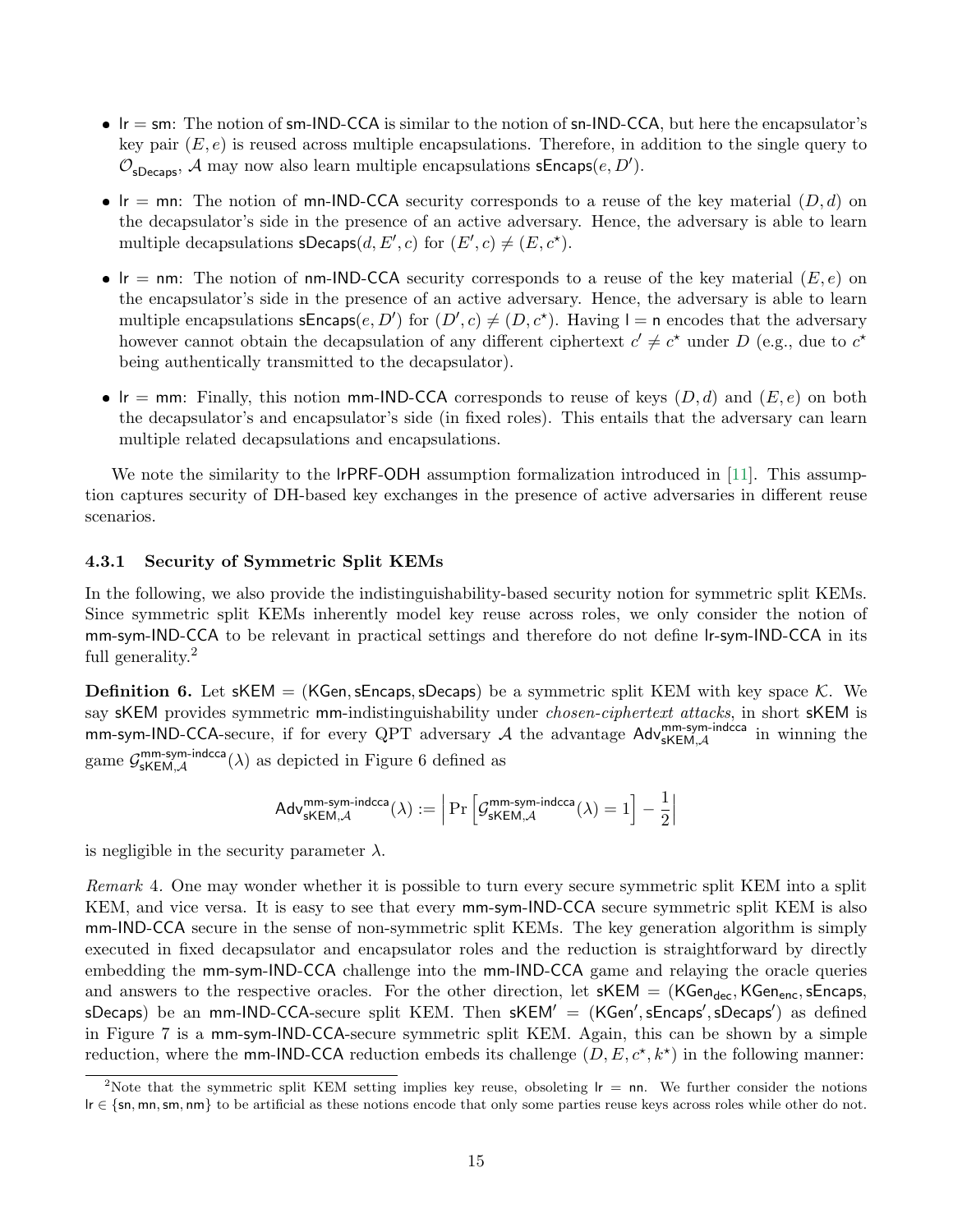- $\mathsf{lr} = \mathsf{sm}$: The notion of sm-IND-CCA is similar to the notion of sn-IND-CCA, but here the encapsulator's key pair $(E, e)$ is reused across multiple encapsulations. Therefore, in addition to the single query to $\mathcal{O}_{\mathsf{sDecaps}}$, $\mathcal{A}$ may now also learn multiple encapsulations $\mathsf{sEncaps}(e, D')$.
- $\mathsf{lr} = \mathsf{mn}$: The notion of mn-IND-CCA security corresponds to a reuse of the key material $(D, d)$ on the decapsulator's side in the presence of an active adversary. Hence, the adversary is able to learn multiple decapsulations $\mathsf{sDecaps}(d, E', c)$ for $(E', c) \neq (E, c^\star)$.
- $\mathsf{lr} = \mathsf{nm}$: The notion of nm-IND-CCA security corresponds to a reuse of the key material $(E, e)$ on the encapsulator's side in the presence of an active adversary. Hence, the adversary is able to learn multiple encapsulations $\mathsf{sEncaps}(e, D')$ for $(D', c) \neq (D, c^\star)$. Having $\mathsf{l} = \mathsf{n}$ encodes that the adversary however cannot obtain the decapsulation of any different ciphertext $c' \neq c^\star$ under $D$ (e.g., due to $c^\star$ being authentically transmitted to the decapsulator).
- $\mathsf{lr} = \mathsf{mm}$: Finally, this notion mm-IND-CCA corresponds to reuse of keys $(D, d)$ and $(E, e)$ on both the decapsulator's and encapsulator's side (in fixed roles). This entails that the adversary can learn multiple related decapsulations and encapsulations.

We note the similarity to the lrPRF-ODH assumption formalization introduced in [11]. This assumption captures security of DH-based key exchanges in the presence of active adversaries in different reuse scenarios.

### 4.3.1 Security of Symmetric Split KEMs

In the following, we also provide the indistinguishability-based security notion for symmetric split KEMs. Since symmetric split KEMs inherently model key reuse across roles, we only consider the notion of mm-sym-IND-CCA to be relevant in practical settings and therefore do not define lr-sym-IND-CCA in its full generality.[2]

**Definition 6.** Let $\mathsf{sKEM} = (\mathsf{KGen}, \mathsf{sEncaps}, \mathsf{sDecaps})$ be a symmetric split KEM with key space $\mathcal{K}$. We say sKEM provides symmetric mm-indistinguishability under *chosen-ciphertext attacks*, in short sKEM is mm-sym-IND-CCA-secure, if for every QPT adversary $\mathcal{A}$ the advantage $\mathsf{Adv}^{\mathsf{mm\text{-}sym\text{-}indcca}}_{\mathsf{sKEM},\mathcal{A}}$ in winning the game $\mathcal{G}^{\mathsf{mm\text{-}sym\text{-}indcca}}_{\mathsf{sKEM},\mathcal{A}}(\lambda)$ as depicted in Figure 6 defined as

$$\mathsf{Adv}^{\mathsf{mm\text{-}sym\text{-}indcca}}_{\mathsf{sKEM},\mathcal{A}}(\lambda) := \left| \Pr\left[\mathcal{G}^{\mathsf{mm\text{-}sym\text{-}indcca}}_{\mathsf{sKEM},\mathcal{A}}(\lambda) = 1\right] - \frac{1}{2} \right|$$

is negligible in the security parameter $\lambda$.

*Remark* 4. One may wonder whether it is possible to turn every secure symmetric split KEM into a split KEM, and vice versa. It is easy to see that every mm-sym-IND-CCA secure symmetric split KEM is also mm-IND-CCA secure in the sense of non-symmetric split KEMs. The key generation algorithm is simply executed in fixed decapsulator and encapsulator roles and the reduction is straightforward by directly embedding the mm-sym-IND-CCA challenge into the mm-IND-CCA game and relaying the oracle queries and answers to the respective oracles. For the other direction, let $\mathsf{sKEM} = (\mathsf{KGen_{dec}}, \mathsf{KGen_{enc}}, \mathsf{sEncaps}, \mathsf{sDecaps})$ be an mm-IND-CCA-secure split KEM. Then $\mathsf{sKEM}' = (\mathsf{KGen}', \mathsf{sEncaps}', \mathsf{sDecaps}')$ as defined in Figure 7 is a mm-sym-IND-CCA-secure symmetric split KEM. Again, this can be shown by a simple reduction, where the mm-IND-CCA reduction embeds its challenge $(D, E, c^\star, k^\star)$ in the following manner:

[2] Note that the symmetric split KEM setting implies key reuse, obsoleting $\mathsf{lr} = \mathsf{nn}$. We further consider the notions $\mathsf{lr} \in \{\mathsf{sn}, \mathsf{mn}, \mathsf{sm}, \mathsf{nm}\}$ to be artificial as these notions encode that only some parties reuse keys across roles while other do not.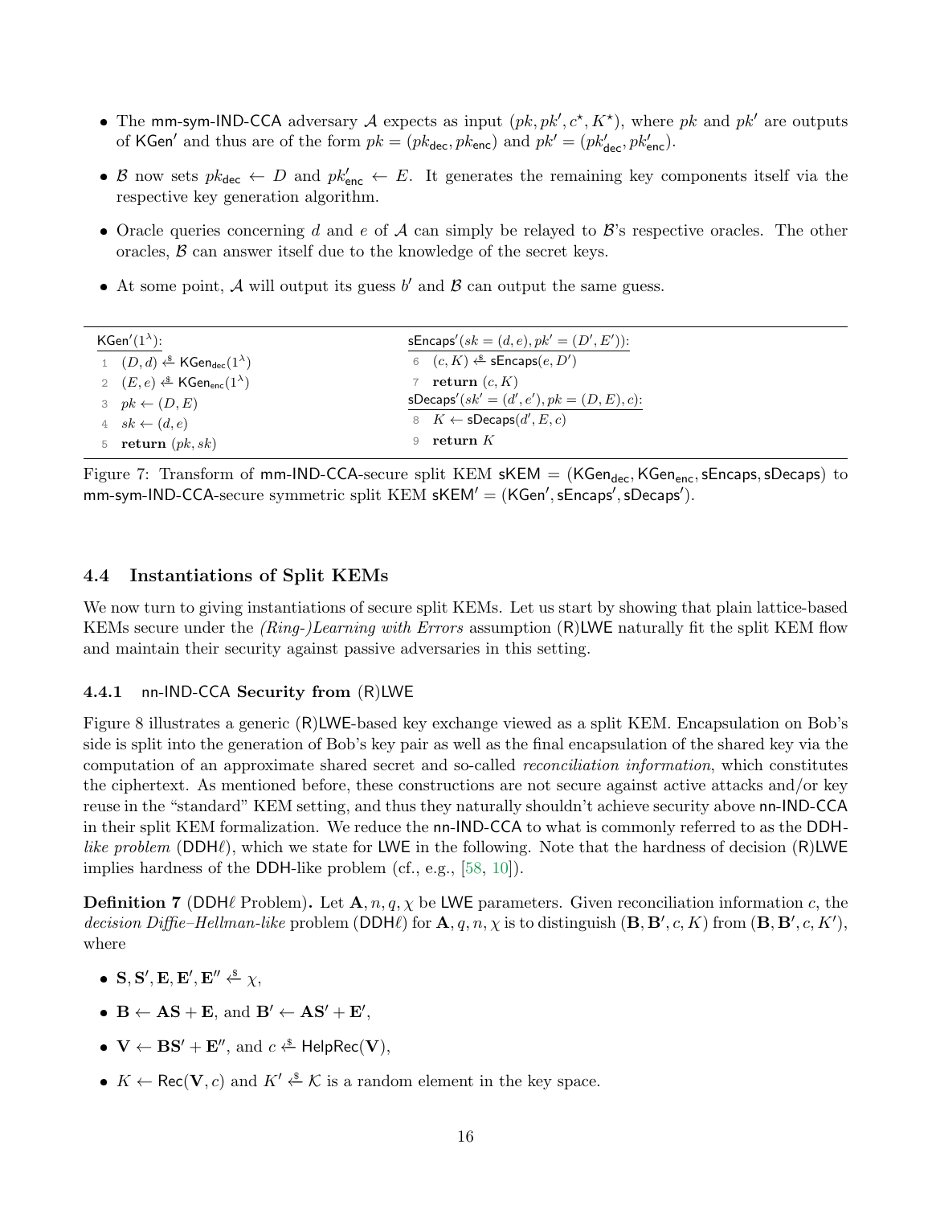- The mm-sym-IND-CCA adversary $\mathcal{A}$ expects as input $(pk, pk', c^\star, K^\star)$, where $pk$ and $pk'$ are outputs of $\mathsf{KGen}'$ and thus are of the form $pk = (pk_{\mathsf{dec}}, pk_{\mathsf{enc}})$ and $pk' = (pk'_{\mathsf{dec}}, pk'_{\mathsf{enc}})$.
- $\mathcal{B}$ now sets $pk_{\mathsf{dec}} \leftarrow D$ and $pk'_{\mathsf{enc}} \leftarrow E$. It generates the remaining key components itself via the respective key generation algorithm.
- Oracle queries concerning $d$ and $e$ of $\mathcal{A}$ can simply be relayed to $\mathcal{B}$'s respective oracles. The other oracles, $\mathcal{B}$ can answer itself due to the knowledge of the secret keys.
- At some point, $\mathcal{A}$ will output its guess $b'$ and $\mathcal{B}$ can output the same guess.

```
KGen'(1^λ):
1  (D, d) <-$ KGen_dec(1^λ)
2  (E, e) <-$ KGen_enc(1^λ)
3  pk <- (D, E)
4  sk <- (d, e)
5  return (pk, sk)

sEncaps'(sk = (d, e), pk' = (D', E')):
6  (c, K) <-$ sEncaps(e, D')
7  return (c, K)
sDecaps'(sk' = (d', e'), pk = (D, E), c):
8  K <- sDecaps(d', E, c)
9  return K
```

Figure 7: Transform of mm-IND-CCA-secure split KEM $\mathsf{sKEM} = (\mathsf{KGen}_{\mathsf{dec}}, \mathsf{KGen}_{\mathsf{enc}}, \mathsf{sEncaps}, \mathsf{sDecaps})$ to mm-sym-IND-CCA-secure symmetric split KEM $\mathsf{sKEM}' = (\mathsf{KGen}', \mathsf{sEncaps}', \mathsf{sDecaps}')$.

### 4.4 Instantiations of Split KEMs

We now turn to giving instantiations of secure split KEMs. Let us start by showing that plain lattice-based KEMs secure under the *(Ring-)Learning with Errors* assumption (R)LWE naturally fit the split KEM flow and maintain their security against passive adversaries in this setting.

#### 4.4.1 nn-IND-CCA Security from (R)LWE

Figure 8 illustrates a generic (R)LWE-based key exchange viewed as a split KEM. Encapsulation on Bob's side is split into the generation of Bob's key pair as well as the final encapsulation of the shared key via the computation of an approximate shared secret and so-called *reconciliation information*, which constitutes the ciphertext. As mentioned before, these constructions are not secure against active attacks and/or key reuse in the "standard" KEM setting, and thus they naturally shouldn't achieve security above nn-IND-CCA in their split KEM formalization. We reduce the nn-IND-CCA to what is commonly referred to as the DDH-*like problem* (DDHℓ), which we state for LWE in the following. Note that the hardness of decision (R)LWE implies hardness of the DDH-like problem (cf., e.g., [58, 10]).

**Definition 7** (DDHℓ Problem)**.** Let $\mathbf{A}, n, q, \chi$ be LWE parameters. Given reconciliation information $c$, the *decision Diffie–Hellman-like* problem (DDHℓ) for $\mathbf{A}, q, n, \chi$ is to distinguish $(\mathbf{B}, \mathbf{B}', c, K)$ from $(\mathbf{B}, \mathbf{B}', c, K')$, where

- $\mathbf{S}, \mathbf{S}', \mathbf{E}, \mathbf{E}', \mathbf{E}'' \xleftarrow{\$} \chi$,
- $\mathbf{B} \leftarrow \mathbf{A}\mathbf{S} + \mathbf{E}$, and $\mathbf{B}' \leftarrow \mathbf{A}\mathbf{S}' + \mathbf{E}'$,
- $\mathbf{V} \leftarrow \mathbf{B}\mathbf{S}' + \mathbf{E}''$, and $c \xleftarrow{\$} \mathsf{HelpRec}(\mathbf{V})$,
- $K \leftarrow \mathsf{Rec}(\mathbf{V}, c)$ and $K' \xleftarrow{\$} \mathcal{K}$ is a random element in the key space.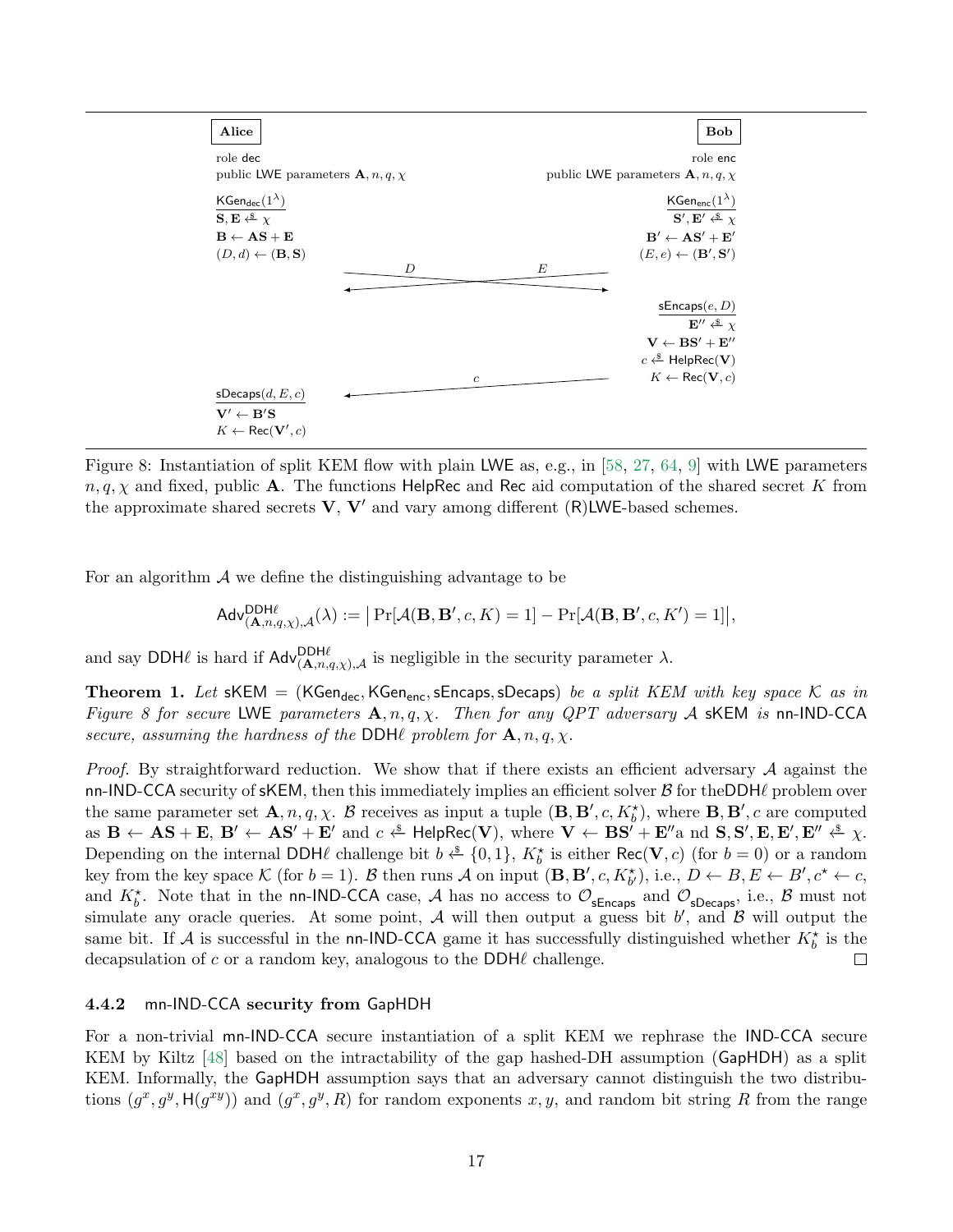**Alice**

role dec

public LWE parameters $\mathbf{A}, n, q, \chi$

$\underline{\mathsf{KGen}_{\mathsf{dec}}(1^\lambda)}$

$\mathbf{S}, \mathbf{E} \xleftarrow{\$} \chi$

$\mathbf{B} \leftarrow \mathbf{AS} + \mathbf{E}$

$(D, d) \leftarrow (\mathbf{B}, \mathbf{S})$

**Bob**

role enc

public LWE parameters $\mathbf{A}, n, q, \chi$

$\underline{\mathsf{KGen}_{\mathsf{enc}}(1^\lambda)}$

$\mathbf{S}', \mathbf{E}' \xleftarrow{\$} \chi$

$\mathbf{B}' \leftarrow \mathbf{AS}' + \mathbf{E}'$

$(E, e) \leftarrow (\mathbf{B}', \mathbf{S}')$

Alice → Bob: $D$; Bob → Alice: $E$

$\underline{\mathsf{sEncaps}(e, D)}$

$\mathbf{E}'' \xleftarrow{\$} \chi$

$\mathbf{V} \leftarrow \mathbf{BS}' + \mathbf{E}''$

$c \xleftarrow{\$} \mathsf{HelpRec}(\mathbf{V})$

$K \leftarrow \mathsf{Rec}(\mathbf{V}, c)$

Bob → Alice: $c$

$\underline{\mathsf{sDecaps}(d, E, c)}$

$\mathbf{V}' \leftarrow \mathbf{B}'\mathbf{S}$

$K \leftarrow \mathsf{Rec}(\mathbf{V}', c)$

Figure 8: Instantiation of split KEM flow with plain LWE as, e.g., in [58, 27, 64, 9] with LWE parameters $n, q, \chi$ and fixed, public $\mathbf{A}$. The functions HelpRec and Rec aid computation of the shared secret $K$ from the approximate shared secrets $\mathbf{V}$, $\mathbf{V}'$ and vary among different (R)LWE-based schemes.

For an algorithm $\mathcal{A}$ we define the distinguishing advantage to be

$$\mathsf{Adv}^{\mathsf{DDH}\ell}_{(\mathbf{A},n,q,\chi),\mathcal{A}}(\lambda) := \big| \Pr[\mathcal{A}(\mathbf{B}, \mathbf{B}', c, K) = 1] - \Pr[\mathcal{A}(\mathbf{B}, \mathbf{B}', c, K') = 1] \big|,$$

and say DDH$\ell$ is hard if $\mathsf{Adv}^{\mathsf{DDH}\ell}_{(\mathbf{A},n,q,\chi),\mathcal{A}}$ is negligible in the security parameter $\lambda$.

**Theorem 1.** *Let* sKEM = (KGen$_{\mathsf{dec}}$, KGen$_{\mathsf{enc}}$, sEncaps, sDecaps) *be a split KEM with key space* $\mathcal{K}$ *as in Figure 8 for secure* LWE *parameters* $\mathbf{A}, n, q, \chi$*. Then for any QPT adversary* $\mathcal{A}$ sKEM *is* nn-IND-CCA *secure, assuming the hardness of the* DDH$\ell$ *problem for* $\mathbf{A}, n, q, \chi$*.*

*Proof.* By straightforward reduction. We show that if there exists an efficient adversary $\mathcal{A}$ against the nn-IND-CCA security of sKEM, then this immediately implies an efficient solver $\mathcal{B}$ for theDDH$\ell$ problem over the same parameter set $\mathbf{A}, n, q, \chi$. $\mathcal{B}$ receives as input a tuple $(\mathbf{B}, \mathbf{B}', c, K^\star_b)$, where $\mathbf{B}, \mathbf{B}', c$ are computed as $\mathbf{B} \leftarrow \mathbf{AS} + \mathbf{E}$, $\mathbf{B}' \leftarrow \mathbf{AS}' + \mathbf{E}'$ and $c \xleftarrow{\$} \mathsf{HelpRec}(\mathbf{V})$, where $\mathbf{V} \leftarrow \mathbf{BS}' + \mathbf{E}''$a nd $\mathbf{S}, \mathbf{S}', \mathbf{E}, \mathbf{E}', \mathbf{E}'' \xleftarrow{\$} \chi$. Depending on the internal DDH$\ell$ challenge bit $b \xleftarrow{\$} \{0, 1\}$, $K^\star_b$ is either $\mathsf{Rec}(\mathbf{V}, c)$ (for $b = 0$) or a random key from the key space $\mathcal{K}$ (for $b = 1$). $\mathcal{B}$ then runs $\mathcal{A}$ on input $(\mathbf{B}, \mathbf{B}', c, K^\star_{b'})$, i.e., $D \leftarrow B, E \leftarrow B', c^\star \leftarrow c$, and $K^\star_b$. Note that in the nn-IND-CCA case, $\mathcal{A}$ has no access to $\mathcal{O}_{\mathsf{sEncaps}}$ and $\mathcal{O}_{\mathsf{sDecaps}}$, i.e., $\mathcal{B}$ must not simulate any oracle queries. At some point, $\mathcal{A}$ will then output a guess bit $b'$, and $\mathcal{B}$ will output the same bit. If $\mathcal{A}$ is successful in the nn-IND-CCA game it has successfully distinguished whether $K^\star_b$ is the decapsulation of $c$ or a random key, analogous to the DDH$\ell$ challenge. □

### 4.4.2 mn-IND-CCA security from GapHDH

For a non-trivial mn-IND-CCA secure instantiation of a split KEM we rephrase the IND-CCA secure KEM by Kiltz [48] based on the intractability of the gap hashed-DH assumption (GapHDH) as a split KEM. Informally, the GapHDH assumption says that an adversary cannot distinguish the two distributions $(g^x, g^y, \mathsf{H}(g^{xy}))$ and $(g^x, g^y, R)$ for random exponents $x, y$, and random bit string $R$ from the range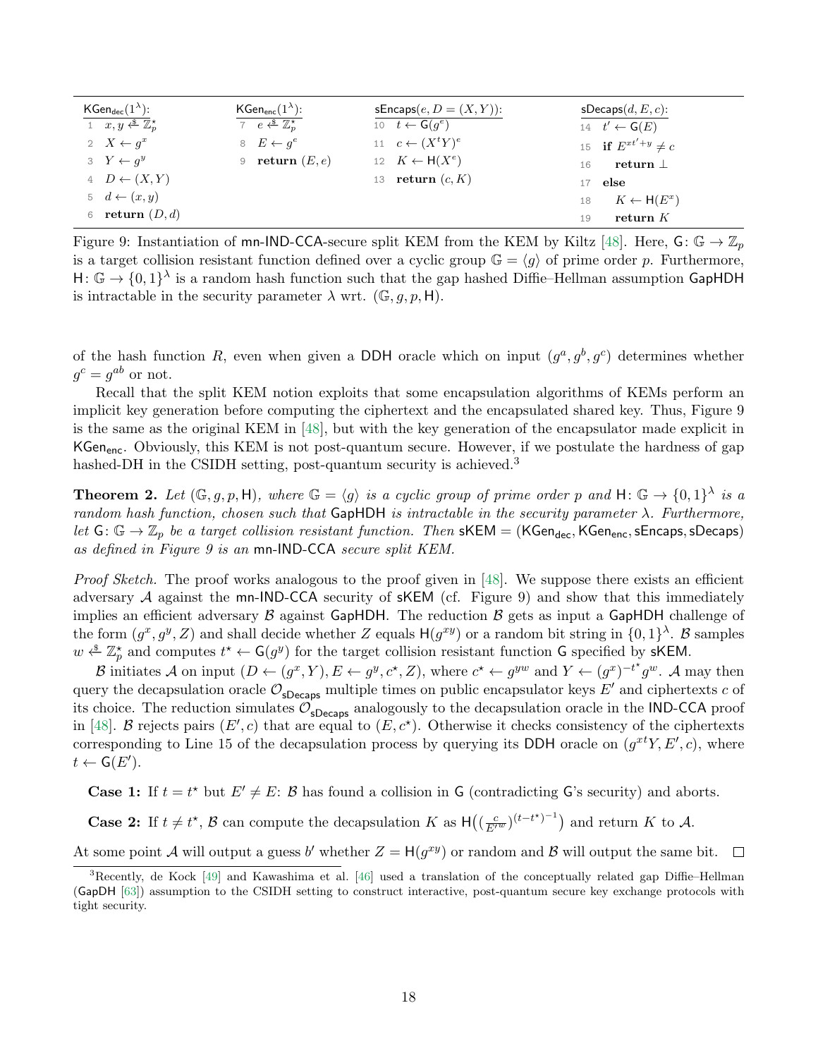```
KGen_dec(1^λ):
 1  x, y ←$ Z_p^*
 2  X ← g^x
 3  Y ← g^y
 4  D ← (X, Y)
 5  d ← (x, y)
 6  return (D, d)

KGen_enc(1^λ):
 7  e ←$ Z_p^*
 8  E ← g^e
 9  return (E, e)

sEncaps(e, D = (X, Y)):
 10  t ← G(g^e)
 11  c ← (X^t Y)^e
 12  K ← H(X^e)
 13  return (c, K)

sDecaps(d, E, c):
 14  t' ← G(E)
 15  if E^{xt'+y} ≠ c
 16    return ⊥
 17  else
 18    K ← H(E^x)
 19    return K
```

Figure 9: Instantiation of mn-IND-CCA-secure split KEM from the KEM by Kiltz [48]. Here, $\mathsf{G}\colon \mathbb{G} \to \mathbb{Z}_p$ is a target collision resistant function defined over a cyclic group $\mathbb{G} = \langle g \rangle$ of prime order $p$. Furthermore, $\mathsf{H}\colon \mathbb{G} \to \{0,1\}^\lambda$ is a random hash function such that the gap hashed Diffie–Hellman assumption GapHDH is intractable in the security parameter $\lambda$ wrt. $(\mathbb{G}, g, p, \mathsf{H})$.

of the hash function $R$, even when given a DDH oracle which on input $(g^a, g^b, g^c)$ determines whether $g^c = g^{ab}$ or not.

Recall that the split KEM notion exploits that some encapsulation algorithms of KEMs perform an implicit key generation before computing the ciphertext and the encapsulated shared key. Thus, Figure 9 is the same as the original KEM in [48], but with the key generation of the encapsulator made explicit in $\mathsf{KGen}_{\mathsf{enc}}$. Obviously, this KEM is not post-quantum secure. However, if we postulate the hardness of gap hashed-DH in the CSIDH setting, post-quantum security is achieved.[3]

**Theorem 2.** *Let $(\mathbb{G}, g, p, \mathsf{H})$, where $\mathbb{G} = \langle g \rangle$ is a cyclic group of prime order $p$ and $\mathsf{H}\colon \mathbb{G} \to \{0,1\}^\lambda$ is a random hash function, chosen such that GapHDH is intractable in the security parameter $\lambda$. Furthermore, let $\mathsf{G}\colon \mathbb{G} \to \mathbb{Z}_p$ be a target collision resistant function. Then $\mathsf{sKEM} = (\mathsf{KGen}_{\mathsf{dec}}, \mathsf{KGen}_{\mathsf{enc}}, \mathsf{sEncaps}, \mathsf{sDecaps})$ as defined in Figure 9 is an mn-IND-CCA secure split KEM.*

*Proof Sketch.* The proof works analogous to the proof given in [48]. We suppose there exists an efficient adversary $\mathcal{A}$ against the mn-IND-CCA security of sKEM (cf. Figure 9) and show that this immediately implies an efficient adversary $\mathcal{B}$ against GapHDH. The reduction $\mathcal{B}$ gets as input a GapHDH challenge of the form $(g^x, g^y, Z)$ and shall decide whether $Z$ equals $\mathsf{H}(g^{xy})$ or a random bit string in $\{0,1\}^\lambda$. $\mathcal{B}$ samples $w \xleftarrow{\$} \mathbb{Z}_p^\star$ and computes $t^\star \leftarrow \mathsf{G}(g^y)$ for the target collision resistant function $\mathsf{G}$ specified by sKEM.

$\mathcal{B}$ initiates $\mathcal{A}$ on input $(D \leftarrow (g^x, Y), E \leftarrow g^y, c^\star, Z)$, where $c^\star \leftarrow g^{yw}$ and $Y \leftarrow (g^x)^{-t^\star} g^w$. $\mathcal{A}$ may then query the decapsulation oracle $\mathcal{O}_{\mathsf{sDecaps}}$ multiple times on public encapsulator keys $E'$ and ciphertexts $c$ of its choice. The reduction simulates $\mathcal{O}_{\mathsf{sDecaps}}$ analogously to the decapsulation oracle in the IND-CCA proof in [48]. $\mathcal{B}$ rejects pairs $(E', c)$ that are equal to $(E, c^\star)$. Otherwise it checks consistency of the ciphertexts corresponding to Line 15 of the decapsulation process by querying its DDH oracle on $(g^{xt}Y, E', c)$, where $t \leftarrow \mathsf{G}(E')$.

**Case 1:** If $t = t^\star$ but $E' \neq E$: $\mathcal{B}$ has found a collision in $\mathsf{G}$ (contradicting $\mathsf{G}$'s security) and aborts.

**Case 2:** If $t \neq t^\star$, $\mathcal{B}$ can compute the decapsulation $K$ as $\mathsf{H}\big((\frac{c}{E'^w})^{(t-t^\star)^{-1}}\big)$ and return $K$ to $\mathcal{A}$.

At some point $\mathcal{A}$ will output a guess $b'$ whether $Z = \mathsf{H}(g^{xy})$ or random and $\mathcal{B}$ will output the same bit. □

[3] Recently, de Kock [49] and Kawashima et al. [46] used a translation of the conceptually related gap Diffie–Hellman (GapDH [63]) assumption to the CSIDH setting to construct interactive, post-quantum secure key exchange protocols with tight security.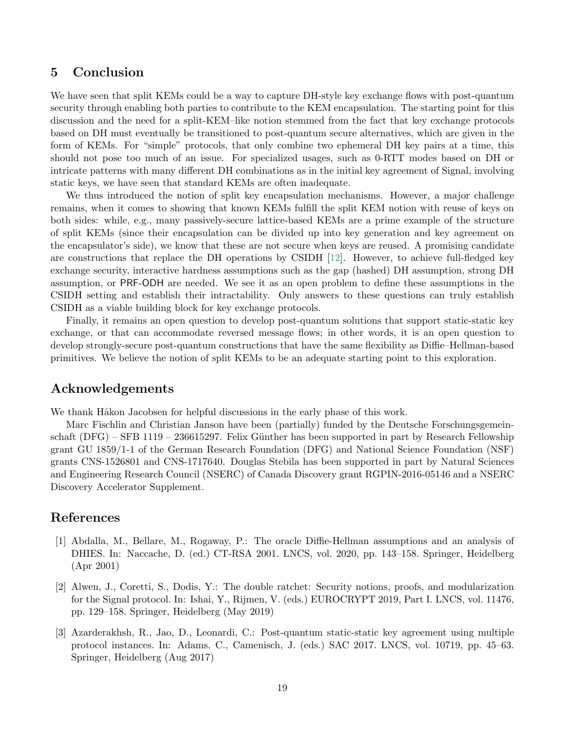## 5 Conclusion

We have seen that split KEMs could be a way to capture DH-style key exchange flows with post-quantum security through enabling both parties to contribute to the KEM encapsulation. The starting point for this discussion and the need for a split-KEM–like notion stemmed from the fact that key exchange protocols based on DH must eventually be transitioned to post-quantum secure alternatives, which are given in the form of KEMs. For "simple" protocols, that only combine two ephemeral DH key pairs at a time, this should not pose too much of an issue. For specialized usages, such as 0-RTT modes based on DH or intricate patterns with many different DH combinations as in the initial key agreement of Signal, involving static keys, we have seen that standard KEMs are often inadequate.

We thus introduced the notion of split key encapsulation mechanisms. However, a major challenge remains, when it comes to showing that known KEMs fulfill the split KEM notion with reuse of keys on both sides: while, e.g., many passively-secure lattice-based KEMs are a prime example of the structure of split KEMs (since their encapsulation can be divided up into key generation and key agreement on the encapsulator's side), we know that these are not secure when keys are reused. A promising candidate are constructions that replace the DH operations by CSIDH [12]. However, to achieve full-fledged key exchange security, interactive hardness assumptions such as the gap (hashed) DH assumption, strong DH assumption, or PRF-ODH are needed. We see it as an open problem to define these assumptions in the CSIDH setting and establish their intractability. Only answers to these questions can truly establish CSIDH as a viable building block for key exchange protocols.

Finally, it remains an open question to develop post-quantum solutions that support static-static key exchange, or that can accommodate reversed message flows; in other words, it is an open question to develop strongly-secure post-quantum constructions that have the same flexibility as Diffie–Hellman-based primitives. We believe the notion of split KEMs to be an adequate starting point to this exploration.

## Acknowledgements

We thank Håkon Jacobsen for helpful discussions in the early phase of this work.

Marc Fischlin and Christian Janson have been (partially) funded by the Deutsche Forschungsgemeinschaft (DFG) – SFB 1119 – 236615297. Felix Günther has been supported in part by Research Fellowship grant GU 1859/1-1 of the German Research Foundation (DFG) and National Science Foundation (NSF) grants CNS-1526801 and CNS-1717640. Douglas Stebila has been supported in part by Natural Sciences and Engineering Research Council (NSERC) of Canada Discovery grant RGPIN-2016-05146 and a NSERC Discovery Accelerator Supplement.

## References

[1] Abdalla, M., Bellare, M., Rogaway, P.: The oracle Diffie-Hellman assumptions and an analysis of DHIES. In: Naccache, D. (ed.) CT-RSA 2001. LNCS, vol. 2020, pp. 143–158. Springer, Heidelberg (Apr 2001)

[2] Alwen, J., Coretti, S., Dodis, Y.: The double ratchet: Security notions, proofs, and modularization for the Signal protocol. In: Ishai, Y., Rijmen, V. (eds.) EUROCRYPT 2019, Part I. LNCS, vol. 11476, pp. 129–158. Springer, Heidelberg (May 2019)

[3] Azarderakhsh, R., Jao, D., Leonardi, C.: Post-quantum static-static key agreement using multiple protocol instances. In: Adams, C., Camenisch, J. (eds.) SAC 2017. LNCS, vol. 10719, pp. 45–63. Springer, Heidelberg (Aug 2017)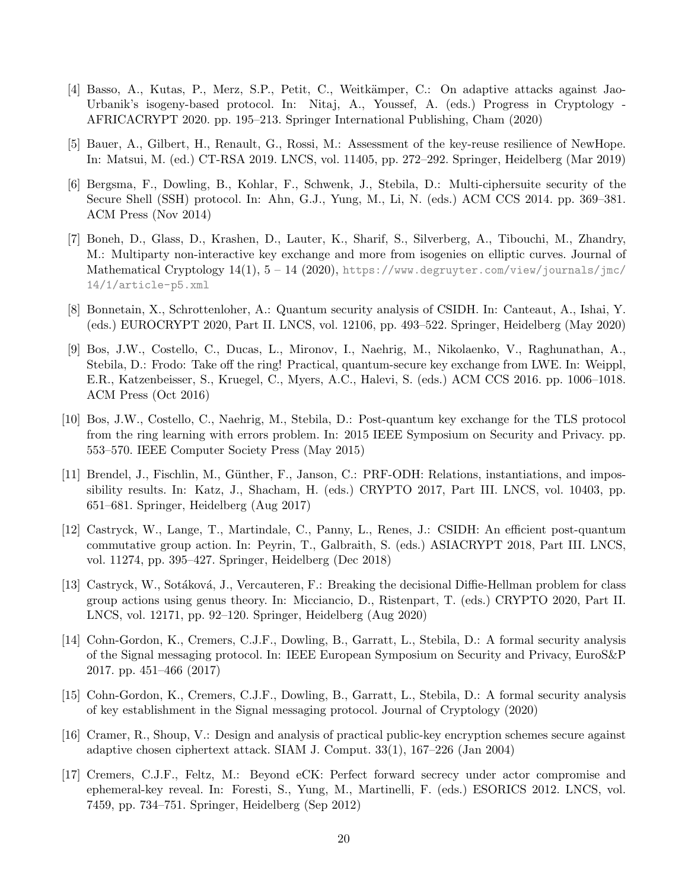[4] Basso, A., Kutas, P., Merz, S.P., Petit, C., Weitkämper, C.: On adaptive attacks against Jao-Urbanik's isogeny-based protocol. In: Nitaj, A., Youssef, A. (eds.) Progress in Cryptology - AFRICACRYPT 2020. pp. 195–213. Springer International Publishing, Cham (2020)

[5] Bauer, A., Gilbert, H., Renault, G., Rossi, M.: Assessment of the key-reuse resilience of NewHope. In: Matsui, M. (ed.) CT-RSA 2019. LNCS, vol. 11405, pp. 272–292. Springer, Heidelberg (Mar 2019)

[6] Bergsma, F., Dowling, B., Kohlar, F., Schwenk, J., Stebila, D.: Multi-ciphersuite security of the Secure Shell (SSH) protocol. In: Ahn, G.J., Yung, M., Li, N. (eds.) ACM CCS 2014. pp. 369–381. ACM Press (Nov 2014)

[7] Boneh, D., Glass, D., Krashen, D., Lauter, K., Sharif, S., Silverberg, A., Tibouchi, M., Zhandry, M.: Multiparty non-interactive key exchange and more from isogenies on elliptic curves. Journal of Mathematical Cryptology 14(1), 5 – 14 (2020), https://www.degruyter.com/view/journals/jmc/14/1/article-p5.xml

[8] Bonnetain, X., Schrottenloher, A.: Quantum security analysis of CSIDH. In: Canteaut, A., Ishai, Y. (eds.) EUROCRYPT 2020, Part II. LNCS, vol. 12106, pp. 493–522. Springer, Heidelberg (May 2020)

[9] Bos, J.W., Costello, C., Ducas, L., Mironov, I., Naehrig, M., Nikolaenko, V., Raghunathan, A., Stebila, D.: Frodo: Take off the ring! Practical, quantum-secure key exchange from LWE. In: Weippl, E.R., Katzenbeisser, S., Kruegel, C., Myers, A.C., Halevi, S. (eds.) ACM CCS 2016. pp. 1006–1018. ACM Press (Oct 2016)

[10] Bos, J.W., Costello, C., Naehrig, M., Stebila, D.: Post-quantum key exchange for the TLS protocol from the ring learning with errors problem. In: 2015 IEEE Symposium on Security and Privacy. pp. 553–570. IEEE Computer Society Press (May 2015)

[11] Brendel, J., Fischlin, M., Günther, F., Janson, C.: PRF-ODH: Relations, instantiations, and impossibility results. In: Katz, J., Shacham, H. (eds.) CRYPTO 2017, Part III. LNCS, vol. 10403, pp. 651–681. Springer, Heidelberg (Aug 2017)

[12] Castryck, W., Lange, T., Martindale, C., Panny, L., Renes, J.: CSIDH: An efficient post-quantum commutative group action. In: Peyrin, T., Galbraith, S. (eds.) ASIACRYPT 2018, Part III. LNCS, vol. 11274, pp. 395–427. Springer, Heidelberg (Dec 2018)

[13] Castryck, W., Sotáková, J., Vercauteren, F.: Breaking the decisional Diffie-Hellman problem for class group actions using genus theory. In: Micciancio, D., Ristenpart, T. (eds.) CRYPTO 2020, Part II. LNCS, vol. 12171, pp. 92–120. Springer, Heidelberg (Aug 2020)

[14] Cohn-Gordon, K., Cremers, C.J.F., Dowling, B., Garratt, L., Stebila, D.: A formal security analysis of the Signal messaging protocol. In: IEEE European Symposium on Security and Privacy, EuroS&P 2017. pp. 451–466 (2017)

[15] Cohn-Gordon, K., Cremers, C.J.F., Dowling, B., Garratt, L., Stebila, D.: A formal security analysis of key establishment in the Signal messaging protocol. Journal of Cryptology (2020)

[16] Cramer, R., Shoup, V.: Design and analysis of practical public-key encryption schemes secure against adaptive chosen ciphertext attack. SIAM J. Comput. 33(1), 167–226 (Jan 2004)

[17] Cremers, C.J.F., Feltz, M.: Beyond eCK: Perfect forward secrecy under actor compromise and ephemeral-key reveal. In: Foresti, S., Yung, M., Martinelli, F. (eds.) ESORICS 2012. LNCS, vol. 7459, pp. 734–751. Springer, Heidelberg (Sep 2012)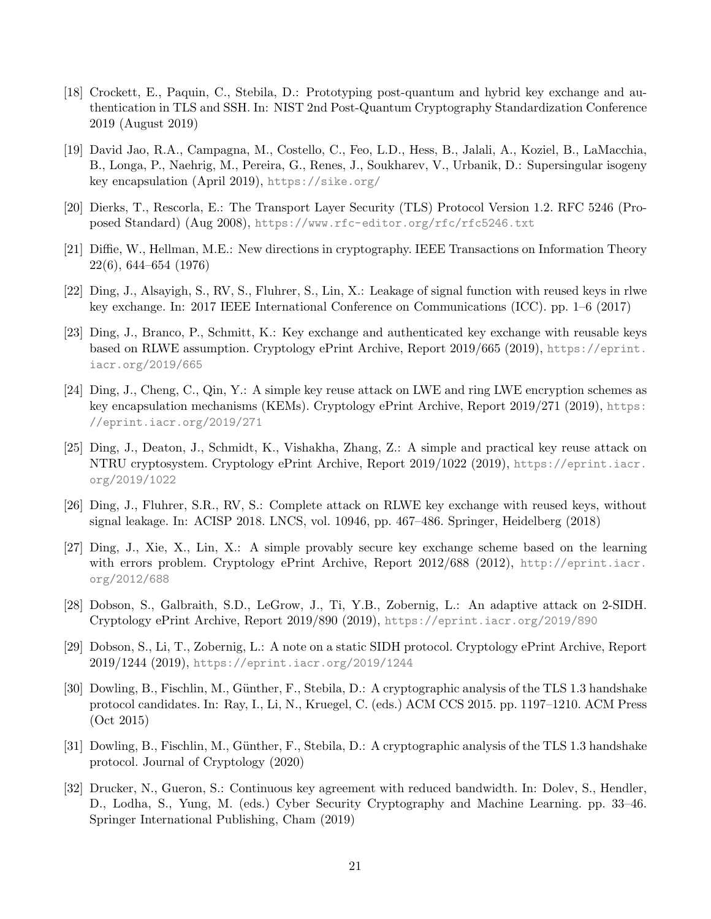[18] Crockett, E., Paquin, C., Stebila, D.: Prototyping post-quantum and hybrid key exchange and authentication in TLS and SSH. In: NIST 2nd Post-Quantum Cryptography Standardization Conference 2019 (August 2019)

[19] David Jao, R.A., Campagna, M., Costello, C., Feo, L.D., Hess, B., Jalali, A., Koziel, B., LaMacchia, B., Longa, P., Naehrig, M., Pereira, G., Renes, J., Soukharev, V., Urbanik, D.: Supersingular isogeny key encapsulation (April 2019), https://sike.org/

[20] Dierks, T., Rescorla, E.: The Transport Layer Security (TLS) Protocol Version 1.2. RFC 5246 (Proposed Standard) (Aug 2008), https://www.rfc-editor.org/rfc/rfc5246.txt

[21] Diffie, W., Hellman, M.E.: New directions in cryptography. IEEE Transactions on Information Theory 22(6), 644–654 (1976)

[22] Ding, J., Alsayigh, S., RV, S., Fluhrer, S., Lin, X.: Leakage of signal function with reused keys in rlwe key exchange. In: 2017 IEEE International Conference on Communications (ICC). pp. 1–6 (2017)

[23] Ding, J., Branco, P., Schmitt, K.: Key exchange and authenticated key exchange with reusable keys based on RLWE assumption. Cryptology ePrint Archive, Report 2019/665 (2019), https://eprint.iacr.org/2019/665

[24] Ding, J., Cheng, C., Qin, Y.: A simple key reuse attack on LWE and ring LWE encryption schemes as key encapsulation mechanisms (KEMs). Cryptology ePrint Archive, Report 2019/271 (2019), https://eprint.iacr.org/2019/271

[25] Ding, J., Deaton, J., Schmidt, K., Vishakha, Zhang, Z.: A simple and practical key reuse attack on NTRU cryptosystem. Cryptology ePrint Archive, Report 2019/1022 (2019), https://eprint.iacr.org/2019/1022

[26] Ding, J., Fluhrer, S.R., RV, S.: Complete attack on RLWE key exchange with reused keys, without signal leakage. In: ACISP 2018. LNCS, vol. 10946, pp. 467–486. Springer, Heidelberg (2018)

[27] Ding, J., Xie, X., Lin, X.: A simple provably secure key exchange scheme based on the learning with errors problem. Cryptology ePrint Archive, Report 2012/688 (2012), http://eprint.iacr.org/2012/688

[28] Dobson, S., Galbraith, S.D., LeGrow, J., Ti, Y.B., Zobernig, L.: An adaptive attack on 2-SIDH. Cryptology ePrint Archive, Report 2019/890 (2019), https://eprint.iacr.org/2019/890

[29] Dobson, S., Li, T., Zobernig, L.: A note on a static SIDH protocol. Cryptology ePrint Archive, Report 2019/1244 (2019), https://eprint.iacr.org/2019/1244

[30] Dowling, B., Fischlin, M., Günther, F., Stebila, D.: A cryptographic analysis of the TLS 1.3 handshake protocol candidates. In: Ray, I., Li, N., Kruegel, C. (eds.) ACM CCS 2015. pp. 1197–1210. ACM Press (Oct 2015)

[31] Dowling, B., Fischlin, M., Günther, F., Stebila, D.: A cryptographic analysis of the TLS 1.3 handshake protocol. Journal of Cryptology (2020)

[32] Drucker, N., Gueron, S.: Continuous key agreement with reduced bandwidth. In: Dolev, S., Hendler, D., Lodha, S., Yung, M. (eds.) Cyber Security Cryptography and Machine Learning. pp. 33–46. Springer International Publishing, Cham (2019)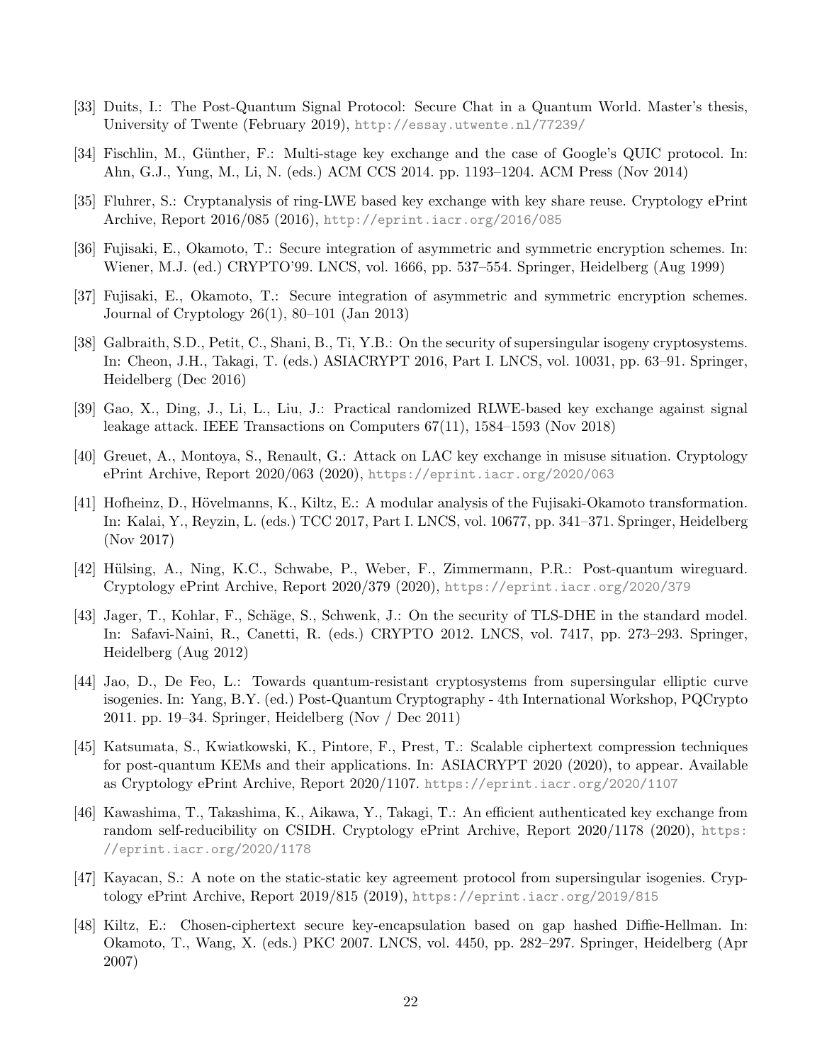[33] Duits, I.: The Post-Quantum Signal Protocol: Secure Chat in a Quantum World. Master's thesis, University of Twente (February 2019), http://essay.utwente.nl/77239/

[34] Fischlin, M., Günther, F.: Multi-stage key exchange and the case of Google's QUIC protocol. In: Ahn, G.J., Yung, M., Li, N. (eds.) ACM CCS 2014. pp. 1193–1204. ACM Press (Nov 2014)

[35] Fluhrer, S.: Cryptanalysis of ring-LWE based key exchange with key share reuse. Cryptology ePrint Archive, Report 2016/085 (2016), http://eprint.iacr.org/2016/085

[36] Fujisaki, E., Okamoto, T.: Secure integration of asymmetric and symmetric encryption schemes. In: Wiener, M.J. (ed.) CRYPTO'99. LNCS, vol. 1666, pp. 537–554. Springer, Heidelberg (Aug 1999)

[37] Fujisaki, E., Okamoto, T.: Secure integration of asymmetric and symmetric encryption schemes. Journal of Cryptology 26(1), 80–101 (Jan 2013)

[38] Galbraith, S.D., Petit, C., Shani, B., Ti, Y.B.: On the security of supersingular isogeny cryptosystems. In: Cheon, J.H., Takagi, T. (eds.) ASIACRYPT 2016, Part I. LNCS, vol. 10031, pp. 63–91. Springer, Heidelberg (Dec 2016)

[39] Gao, X., Ding, J., Li, L., Liu, J.: Practical randomized RLWE-based key exchange against signal leakage attack. IEEE Transactions on Computers 67(11), 1584–1593 (Nov 2018)

[40] Greuet, A., Montoya, S., Renault, G.: Attack on LAC key exchange in misuse situation. Cryptology ePrint Archive, Report 2020/063 (2020), https://eprint.iacr.org/2020/063

[41] Hofheinz, D., Hövelmanns, K., Kiltz, E.: A modular analysis of the Fujisaki-Okamoto transformation. In: Kalai, Y., Reyzin, L. (eds.) TCC 2017, Part I. LNCS, vol. 10677, pp. 341–371. Springer, Heidelberg (Nov 2017)

[42] Hülsing, A., Ning, K.C., Schwabe, P., Weber, F., Zimmermann, P.R.: Post-quantum wireguard. Cryptology ePrint Archive, Report 2020/379 (2020), https://eprint.iacr.org/2020/379

[43] Jager, T., Kohlar, F., Schäge, S., Schwenk, J.: On the security of TLS-DHE in the standard model. In: Safavi-Naini, R., Canetti, R. (eds.) CRYPTO 2012. LNCS, vol. 7417, pp. 273–293. Springer, Heidelberg (Aug 2012)

[44] Jao, D., De Feo, L.: Towards quantum-resistant cryptosystems from supersingular elliptic curve isogenies. In: Yang, B.Y. (ed.) Post-Quantum Cryptography - 4th International Workshop, PQCrypto 2011. pp. 19–34. Springer, Heidelberg (Nov / Dec 2011)

[45] Katsumata, S., Kwiatkowski, K., Pintore, F., Prest, T.: Scalable ciphertext compression techniques for post-quantum KEMs and their applications. In: ASIACRYPT 2020 (2020), to appear. Available as Cryptology ePrint Archive, Report 2020/1107. https://eprint.iacr.org/2020/1107

[46] Kawashima, T., Takashima, K., Aikawa, Y., Takagi, T.: An efficient authenticated key exchange from random self-reducibility on CSIDH. Cryptology ePrint Archive, Report 2020/1178 (2020), https://eprint.iacr.org/2020/1178

[47] Kayacan, S.: A note on the static-static key agreement protocol from supersingular isogenies. Cryptology ePrint Archive, Report 2019/815 (2019), https://eprint.iacr.org/2019/815

[48] Kiltz, E.: Chosen-ciphertext secure key-encapsulation based on gap hashed Diffie-Hellman. In: Okamoto, T., Wang, X. (eds.) PKC 2007. LNCS, vol. 4450, pp. 282–297. Springer, Heidelberg (Apr 2007)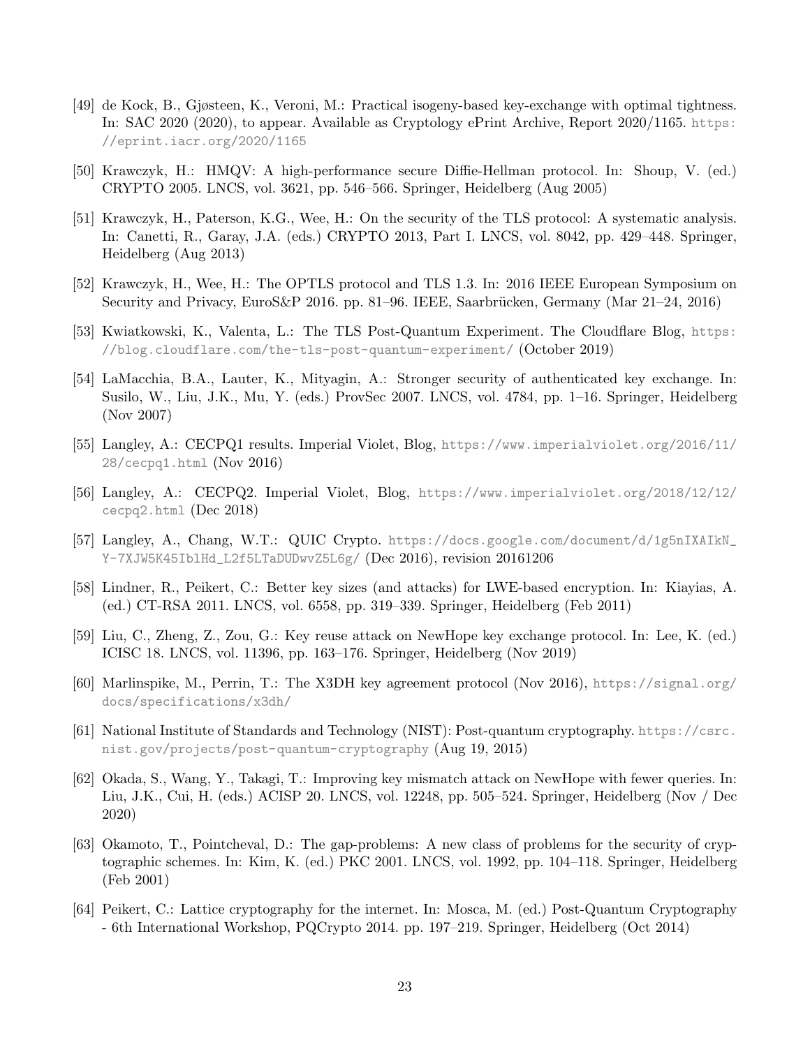[49] de Kock, B., Gjøsteen, K., Veroni, M.: Practical isogeny-based key-exchange with optimal tightness. In: SAC 2020 (2020), to appear. Available as Cryptology ePrint Archive, Report 2020/1165. https://eprint.iacr.org/2020/1165

[50] Krawczyk, H.: HMQV: A high-performance secure Diffie-Hellman protocol. In: Shoup, V. (ed.) CRYPTO 2005. LNCS, vol. 3621, pp. 546–566. Springer, Heidelberg (Aug 2005)

[51] Krawczyk, H., Paterson, K.G., Wee, H.: On the security of the TLS protocol: A systematic analysis. In: Canetti, R., Garay, J.A. (eds.) CRYPTO 2013, Part I. LNCS, vol. 8042, pp. 429–448. Springer, Heidelberg (Aug 2013)

[52] Krawczyk, H., Wee, H.: The OPTLS protocol and TLS 1.3. In: 2016 IEEE European Symposium on Security and Privacy, EuroS&P 2016. pp. 81–96. IEEE, Saarbrücken, Germany (Mar 21–24, 2016)

[53] Kwiatkowski, K., Valenta, L.: The TLS Post-Quantum Experiment. The Cloudflare Blog, https://blog.cloudflare.com/the-tls-post-quantum-experiment/ (October 2019)

[54] LaMacchia, B.A., Lauter, K., Mityagin, A.: Stronger security of authenticated key exchange. In: Susilo, W., Liu, J.K., Mu, Y. (eds.) ProvSec 2007. LNCS, vol. 4784, pp. 1–16. Springer, Heidelberg (Nov 2007)

[55] Langley, A.: CECPQ1 results. Imperial Violet, Blog, https://www.imperialviolet.org/2016/11/28/cecpq1.html (Nov 2016)

[56] Langley, A.: CECPQ2. Imperial Violet, Blog, https://www.imperialviolet.org/2018/12/12/cecpq2.html (Dec 2018)

[57] Langley, A., Chang, W.T.: QUIC Crypto. https://docs.google.com/document/d/1g5nIXAIkN_Y-7XJW5K45IblHd_L2f5LTaDUDwvZ5L6g/ (Dec 2016), revision 20161206

[58] Lindner, R., Peikert, C.: Better key sizes (and attacks) for LWE-based encryption. In: Kiayias, A. (ed.) CT-RSA 2011. LNCS, vol. 6558, pp. 319–339. Springer, Heidelberg (Feb 2011)

[59] Liu, C., Zheng, Z., Zou, G.: Key reuse attack on NewHope key exchange protocol. In: Lee, K. (ed.) ICISC 18. LNCS, vol. 11396, pp. 163–176. Springer, Heidelberg (Nov 2019)

[60] Marlinspike, M., Perrin, T.: The X3DH key agreement protocol (Nov 2016), https://signal.org/docs/specifications/x3dh/

[61] National Institute of Standards and Technology (NIST): Post-quantum cryptography. https://csrc.nist.gov/projects/post-quantum-cryptography (Aug 19, 2015)

[62] Okada, S., Wang, Y., Takagi, T.: Improving key mismatch attack on NewHope with fewer queries. In: Liu, J.K., Cui, H. (eds.) ACISP 20. LNCS, vol. 12248, pp. 505–524. Springer, Heidelberg (Nov / Dec 2020)

[63] Okamoto, T., Pointcheval, D.: The gap-problems: A new class of problems for the security of cryptographic schemes. In: Kim, K. (ed.) PKC 2001. LNCS, vol. 1992, pp. 104–118. Springer, Heidelberg (Feb 2001)

[64] Peikert, C.: Lattice cryptography for the internet. In: Mosca, M. (ed.) Post-Quantum Cryptography - 6th International Workshop, PQCrypto 2014. pp. 197–219. Springer, Heidelberg (Oct 2014)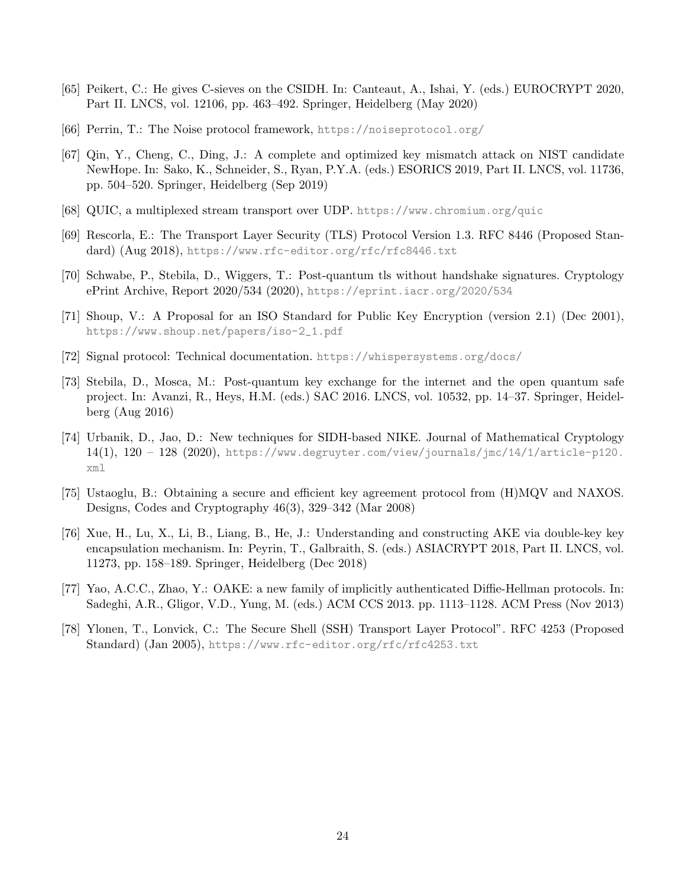[65] Peikert, C.: He gives C-sieves on the CSIDH. In: Canteaut, A., Ishai, Y. (eds.) EUROCRYPT 2020, Part II. LNCS, vol. 12106, pp. 463–492. Springer, Heidelberg (May 2020)

[66] Perrin, T.: The Noise protocol framework, https://noiseprotocol.org/

[67] Qin, Y., Cheng, C., Ding, J.: A complete and optimized key mismatch attack on NIST candidate NewHope. In: Sako, K., Schneider, S., Ryan, P.Y.A. (eds.) ESORICS 2019, Part II. LNCS, vol. 11736, pp. 504–520. Springer, Heidelberg (Sep 2019)

[68] QUIC, a multiplexed stream transport over UDP. https://www.chromium.org/quic

[69] Rescorla, E.: The Transport Layer Security (TLS) Protocol Version 1.3. RFC 8446 (Proposed Standard) (Aug 2018), https://www.rfc-editor.org/rfc/rfc8446.txt

[70] Schwabe, P., Stebila, D., Wiggers, T.: Post-quantum tls without handshake signatures. Cryptology ePrint Archive, Report 2020/534 (2020), https://eprint.iacr.org/2020/534

[71] Shoup, V.: A Proposal for an ISO Standard for Public Key Encryption (version 2.1) (Dec 2001), https://www.shoup.net/papers/iso-2_1.pdf

[72] Signal protocol: Technical documentation. https://whispersystems.org/docs/

[73] Stebila, D., Mosca, M.: Post-quantum key exchange for the internet and the open quantum safe project. In: Avanzi, R., Heys, H.M. (eds.) SAC 2016. LNCS, vol. 10532, pp. 14–37. Springer, Heidelberg (Aug 2016)

[74] Urbanik, D., Jao, D.: New techniques for SIDH-based NIKE. Journal of Mathematical Cryptology 14(1), 120 – 128 (2020), https://www.degruyter.com/view/journals/jmc/14/1/article-p120.xml

[75] Ustaoglu, B.: Obtaining a secure and efficient key agreement protocol from (H)MQV and NAXOS. Designs, Codes and Cryptography 46(3), 329–342 (Mar 2008)

[76] Xue, H., Lu, X., Li, B., Liang, B., He, J.: Understanding and constructing AKE via double-key key encapsulation mechanism. In: Peyrin, T., Galbraith, S. (eds.) ASIACRYPT 2018, Part II. LNCS, vol. 11273, pp. 158–189. Springer, Heidelberg (Dec 2018)

[77] Yao, A.C.C., Zhao, Y.: OAKE: a new family of implicitly authenticated Diffie-Hellman protocols. In: Sadeghi, A.R., Gligor, V.D., Yung, M. (eds.) ACM CCS 2013. pp. 1113–1128. ACM Press (Nov 2013)

[78] Ylonen, T., Lonvick, C.: The Secure Shell (SSH) Transport Layer Protocol". RFC 4253 (Proposed Standard) (Jan 2005), https://www.rfc-editor.org/rfc/rfc4253.txt